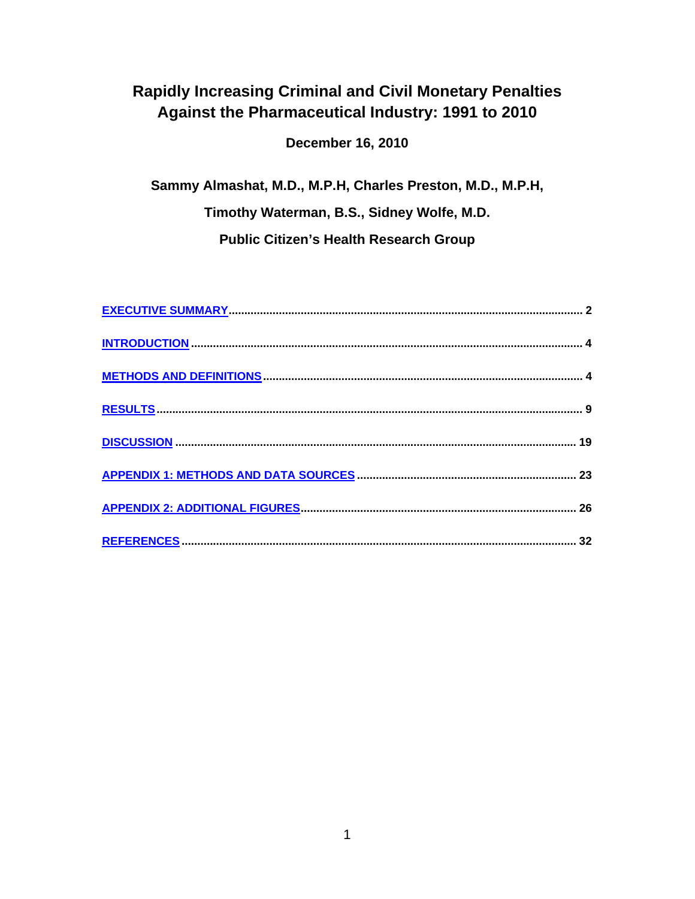# Rapidly Increasing Criminal and Civil Monetary Penalties Against the Pharmaceutical Industry: 1991 to 2010

**December 16, 2010**

**Sammy Almashat, M.D., M.P.H, Charles Preston, M.D., M.P.H,**

**Timothy Waterman, B.S., Sidney Wolfe, M.D.**

**Public Citizen's Health Research Group**

- [EXECUTIVE SUMMARY](#) ........ 2
- [INTRODUCTION](#) ........ 4
- [METHODS AND DEFINITIONS](#) ........ 4
- [RESULTS](#) ........ 9
- [DISCUSSION](#) ........ 19
- [APPENDIX 1: METHODS AND DATA SOURCES](#) ........ 23
- [APPENDIX 2: ADDITIONAL FIGURES](#) ........ 26
- [REFERENCES](#) ........ 32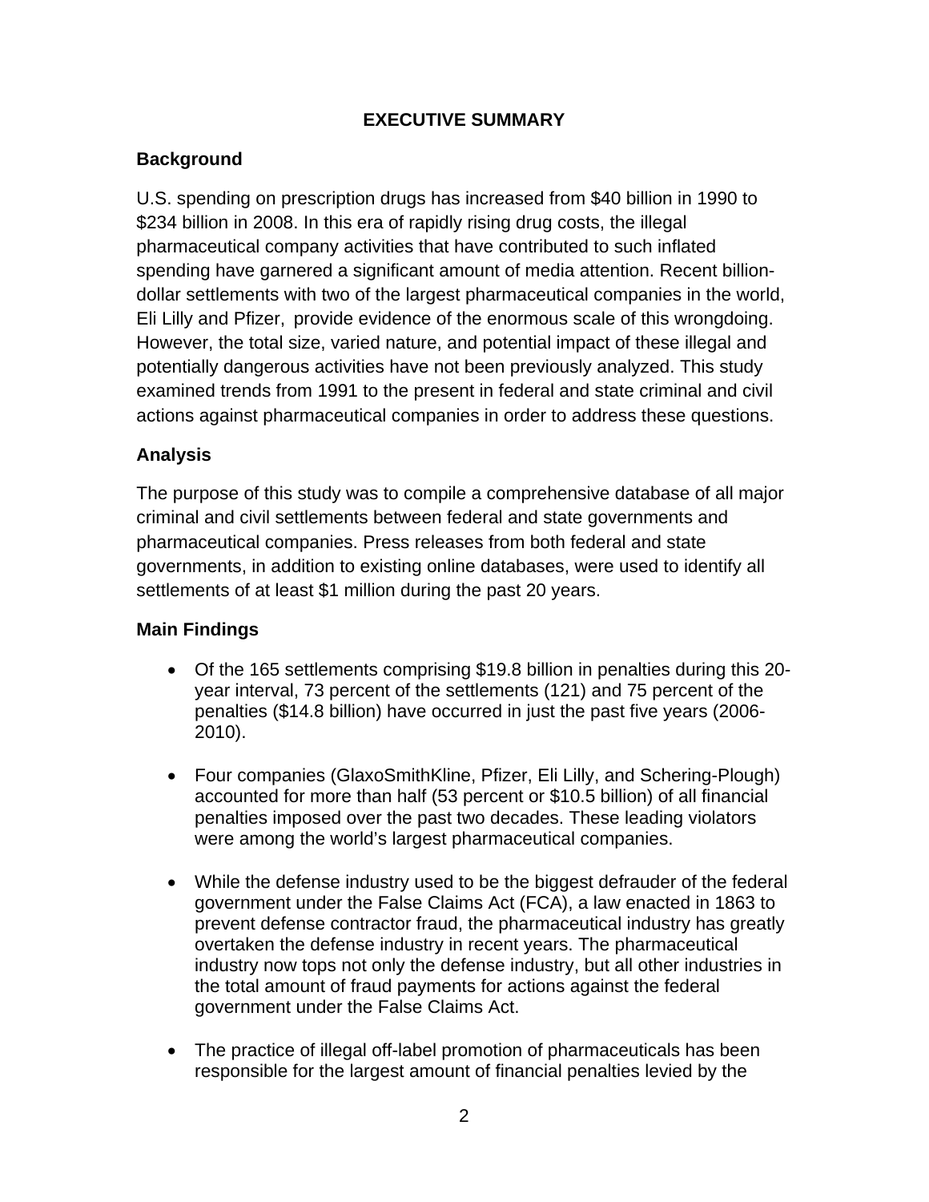# EXECUTIVE SUMMARY

## Background

U.S. spending on prescription drugs has increased from $40 billion in 1990 to $234 billion in 2008. In this era of rapidly rising drug costs, the illegal pharmaceutical company activities that have contributed to such inflated spending have garnered a significant amount of media attention. Recent billion-dollar settlements with two of the largest pharmaceutical companies in the world, Eli Lilly and Pfizer, provide evidence of the enormous scale of this wrongdoing. However, the total size, varied nature, and potential impact of these illegal and potentially dangerous activities have not been previously analyzed. This study examined trends from 1991 to the present in federal and state criminal and civil actions against pharmaceutical companies in order to address these questions.

## Analysis

The purpose of this study was to compile a comprehensive database of all major criminal and civil settlements between federal and state governments and pharmaceutical companies. Press releases from both federal and state governments, in addition to existing online databases, were used to identify all settlements of at least $1 million during the past 20 years.

## Main Findings

- Of the 165 settlements comprising $19.8 billion in penalties during this 20-year interval, 73 percent of the settlements (121) and 75 percent of the penalties ($14.8 billion) have occurred in just the past five years (2006-2010).

- Four companies (GlaxoSmithKline, Pfizer, Eli Lilly, and Schering-Plough) accounted for more than half (53 percent or $10.5 billion) of all financial penalties imposed over the past two decades. These leading violators were among the world's largest pharmaceutical companies.

- While the defense industry used to be the biggest defrauder of the federal government under the False Claims Act (FCA), a law enacted in 1863 to prevent defense contractor fraud, the pharmaceutical industry has greatly overtaken the defense industry in recent years. The pharmaceutical industry now tops not only the defense industry, but all other industries in the total amount of fraud payments for actions against the federal government under the False Claims Act.

- The practice of illegal off-label promotion of pharmaceuticals has been responsible for the largest amount of financial penalties levied by the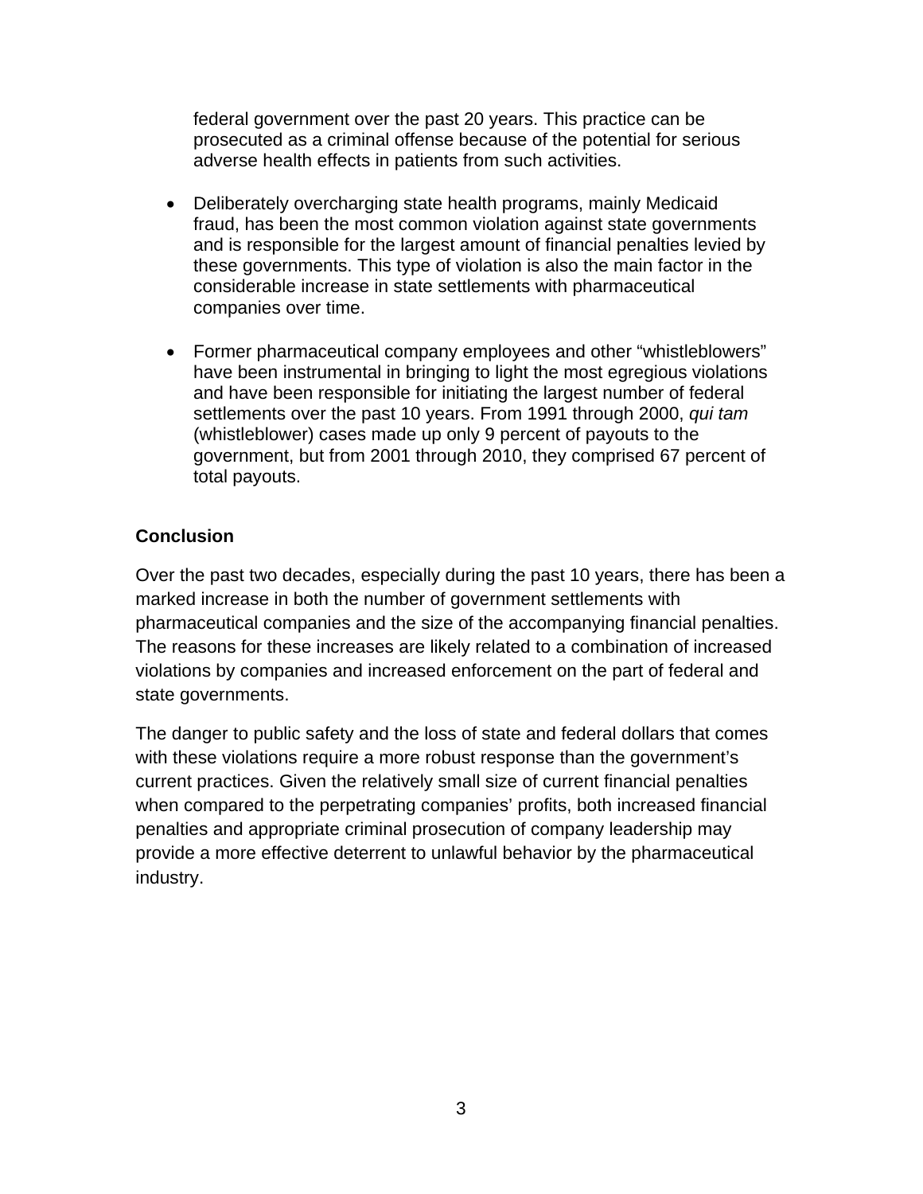federal government over the past 20 years. This practice can be prosecuted as a criminal offense because of the potential for serious adverse health effects in patients from such activities.

- Deliberately overcharging state health programs, mainly Medicaid fraud, has been the most common violation against state governments and is responsible for the largest amount of financial penalties levied by these governments. This type of violation is also the main factor in the considerable increase in state settlements with pharmaceutical companies over time.

- Former pharmaceutical company employees and other "whistleblowers" have been instrumental in bringing to light the most egregious violations and have been responsible for initiating the largest number of federal settlements over the past 10 years. From 1991 through 2000, *qui tam* (whistleblower) cases made up only 9 percent of payouts to the government, but from 2001 through 2010, they comprised 67 percent of total payouts.

**Conclusion**

Over the past two decades, especially during the past 10 years, there has been a marked increase in both the number of government settlements with pharmaceutical companies and the size of the accompanying financial penalties. The reasons for these increases are likely related to a combination of increased violations by companies and increased enforcement on the part of federal and state governments.

The danger to public safety and the loss of state and federal dollars that comes with these violations require a more robust response than the government's current practices. Given the relatively small size of current financial penalties when compared to the perpetrating companies' profits, both increased financial penalties and appropriate criminal prosecution of company leadership may provide a more effective deterrent to unlawful behavior by the pharmaceutical industry.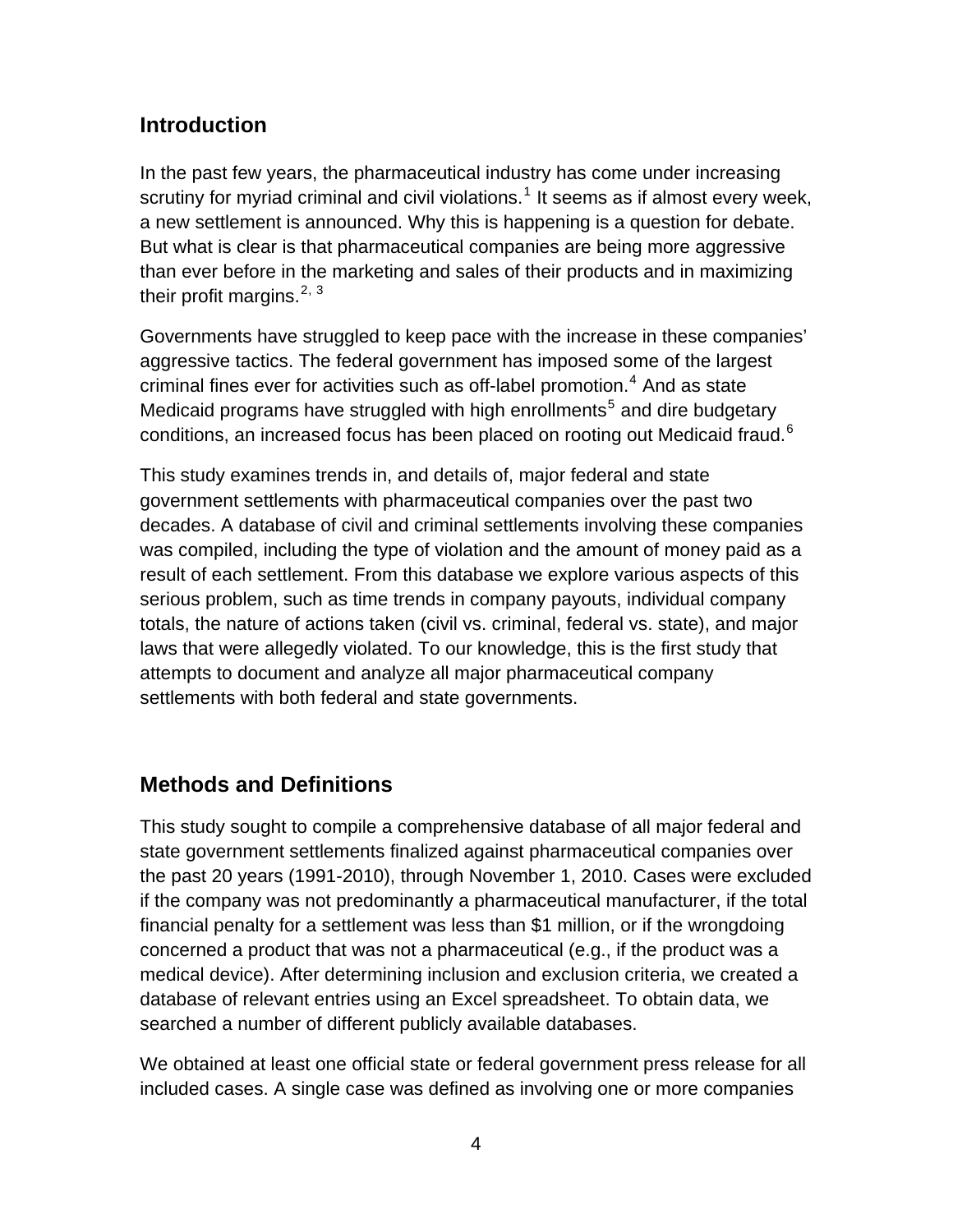## Introduction

In the past few years, the pharmaceutical industry has come under increasing scrutiny for myriad criminal and civil violations.[1] It seems as if almost every week, a new settlement is announced. Why this is happening is a question for debate. But what is clear is that pharmaceutical companies are being more aggressive than ever before in the marketing and sales of their products and in maximizing their profit margins.[2, 3]

Governments have struggled to keep pace with the increase in these companies' aggressive tactics. The federal government has imposed some of the largest criminal fines ever for activities such as off-label promotion.[4] And as state Medicaid programs have struggled with high enrollments[5] and dire budgetary conditions, an increased focus has been placed on rooting out Medicaid fraud.[6]

This study examines trends in, and details of, major federal and state government settlements with pharmaceutical companies over the past two decades. A database of civil and criminal settlements involving these companies was compiled, including the type of violation and the amount of money paid as a result of each settlement. From this database we explore various aspects of this serious problem, such as time trends in company payouts, individual company totals, the nature of actions taken (civil vs. criminal, federal vs. state), and major laws that were allegedly violated. To our knowledge, this is the first study that attempts to document and analyze all major pharmaceutical company settlements with both federal and state governments.

## Methods and Definitions

This study sought to compile a comprehensive database of all major federal and state government settlements finalized against pharmaceutical companies over the past 20 years (1991-2010), through November 1, 2010. Cases were excluded if the company was not predominantly a pharmaceutical manufacturer, if the total financial penalty for a settlement was less than $1 million, or if the wrongdoing concerned a product that was not a pharmaceutical (e.g., if the product was a medical device). After determining inclusion and exclusion criteria, we created a database of relevant entries using an Excel spreadsheet. To obtain data, we searched a number of different publicly available databases.

We obtained at least one official state or federal government press release for all included cases. A single case was defined as involving one or more companies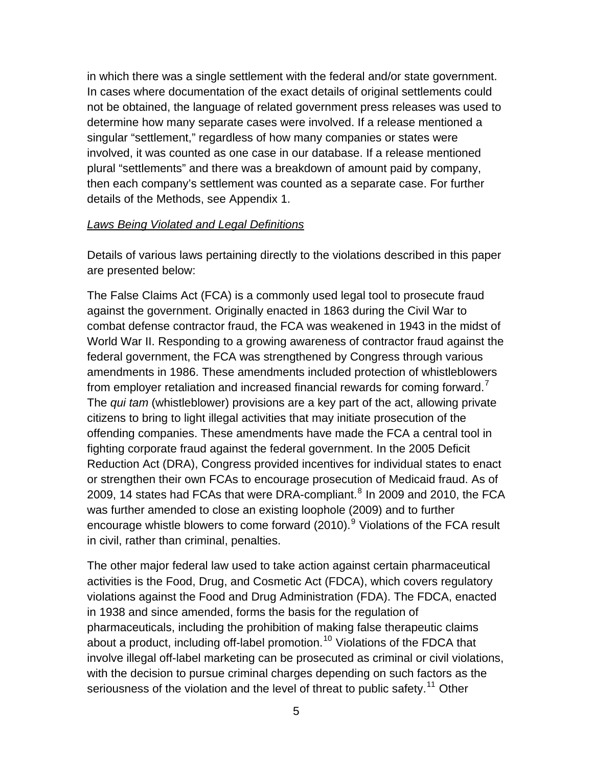in which there was a single settlement with the federal and/or state government. In cases where documentation of the exact details of original settlements could not be obtained, the language of related government press releases was used to determine how many separate cases were involved. If a release mentioned a singular "settlement," regardless of how many companies or states were involved, it was counted as one case in our database. If a release mentioned plural "settlements" and there was a breakdown of amount paid by company, then each company's settlement was counted as a separate case. For further details of the Methods, see Appendix 1.

<u>*Laws Being Violated and Legal Definitions*</u>

Details of various laws pertaining directly to the violations described in this paper are presented below:

The False Claims Act (FCA) is a commonly used legal tool to prosecute fraud against the government. Originally enacted in 1863 during the Civil War to combat defense contractor fraud, the FCA was weakened in 1943 in the midst of World War II. Responding to a growing awareness of contractor fraud against the federal government, the FCA was strengthened by Congress through various amendments in 1986. These amendments included protection of whistleblowers from employer retaliation and increased financial rewards for coming forward.[7] The *qui tam* (whistleblower) provisions are a key part of the act, allowing private citizens to bring to light illegal activities that may initiate prosecution of the offending companies. These amendments have made the FCA a central tool in fighting corporate fraud against the federal government. In the 2005 Deficit Reduction Act (DRA), Congress provided incentives for individual states to enact or strengthen their own FCAs to encourage prosecution of Medicaid fraud. As of 2009, 14 states had FCAs that were DRA-compliant.[8] In 2009 and 2010, the FCA was further amended to close an existing loophole (2009) and to further encourage whistle blowers to come forward (2010).[9] Violations of the FCA result in civil, rather than criminal, penalties.

The other major federal law used to take action against certain pharmaceutical activities is the Food, Drug, and Cosmetic Act (FDCA), which covers regulatory violations against the Food and Drug Administration (FDA). The FDCA, enacted in 1938 and since amended, forms the basis for the regulation of pharmaceuticals, including the prohibition of making false therapeutic claims about a product, including off-label promotion.[10] Violations of the FDCA that involve illegal off-label marketing can be prosecuted as criminal or civil violations, with the decision to pursue criminal charges depending on such factors as the seriousness of the violation and the level of threat to public safety.[11] Other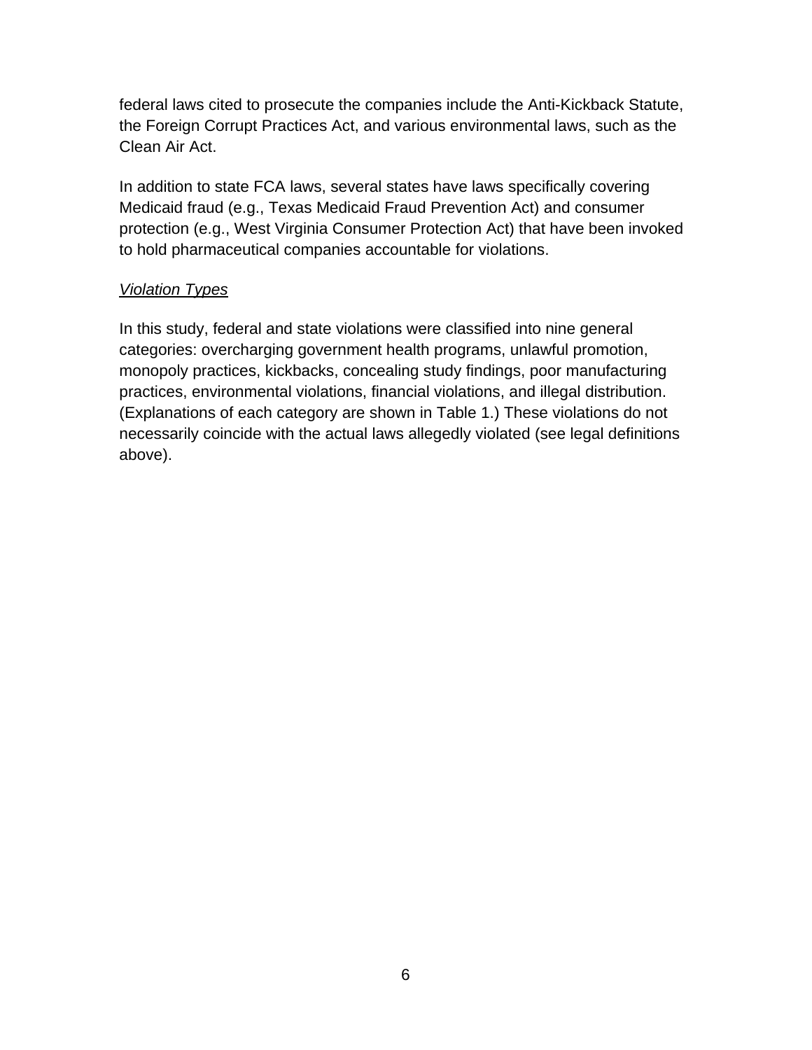federal laws cited to prosecute the companies include the Anti-Kickback Statute, the Foreign Corrupt Practices Act, and various environmental laws, such as the Clean Air Act.

In addition to state FCA laws, several states have laws specifically covering Medicaid fraud (e.g., Texas Medicaid Fraud Prevention Act) and consumer protection (e.g., West Virginia Consumer Protection Act) that have been invoked to hold pharmaceutical companies accountable for violations.

*Violation Types*

In this study, federal and state violations were classified into nine general categories: overcharging government health programs, unlawful promotion, monopoly practices, kickbacks, concealing study findings, poor manufacturing practices, environmental violations, financial violations, and illegal distribution. (Explanations of each category are shown in Table 1.) These violations do not necessarily coincide with the actual laws allegedly violated (see legal definitions above).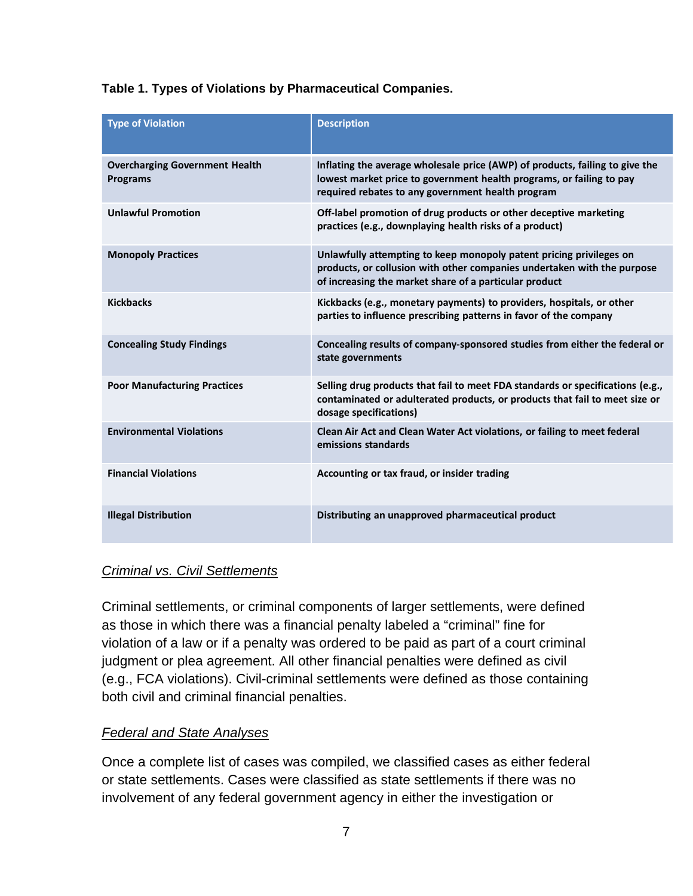**Table 1. Types of Violations by Pharmaceutical Companies.**

| Type of Violation | Description |
|---|---|
| **Overcharging Government Health Programs** | Inflating the average wholesale price (AWP) of products, failing to give the lowest market price to government health programs, or failing to pay required rebates to any government health program |
| **Unlawful Promotion** | Off-label promotion of drug products or other deceptive marketing practices (e.g., downplaying health risks of a product) |
| **Monopoly Practices** | Unlawfully attempting to keep monopoly patent pricing privileges on products, or collusion with other companies undertaken with the purpose of increasing the market share of a particular product |
| **Kickbacks** | Kickbacks (e.g., monetary payments) to providers, hospitals, or other parties to influence prescribing patterns in favor of the company |
| **Concealing Study Findings** | Concealing results of company-sponsored studies from either the federal or state governments |
| **Poor Manufacturing Practices** | Selling drug products that fail to meet FDA standards or specifications (e.g., contaminated or adulterated products, or products that fail to meet size or dosage specifications) |
| **Environmental Violations** | Clean Air Act and Clean Water Act violations, or failing to meet federal emissions standards |
| **Financial Violations** | Accounting or tax fraud, or insider trading |
| **Illegal Distribution** | Distributing an unapproved pharmaceutical product |

*Criminal vs. Civil Settlements*

Criminal settlements, or criminal components of larger settlements, were defined as those in which there was a financial penalty labeled a "criminal" fine for violation of a law or if a penalty was ordered to be paid as part of a court criminal judgment or plea agreement. All other financial penalties were defined as civil (e.g., FCA violations). Civil-criminal settlements were defined as those containing both civil and criminal financial penalties.

*Federal and State Analyses*

Once a complete list of cases was compiled, we classified cases as either federal or state settlements. Cases were classified as state settlements if there was no involvement of any federal government agency in either the investigation or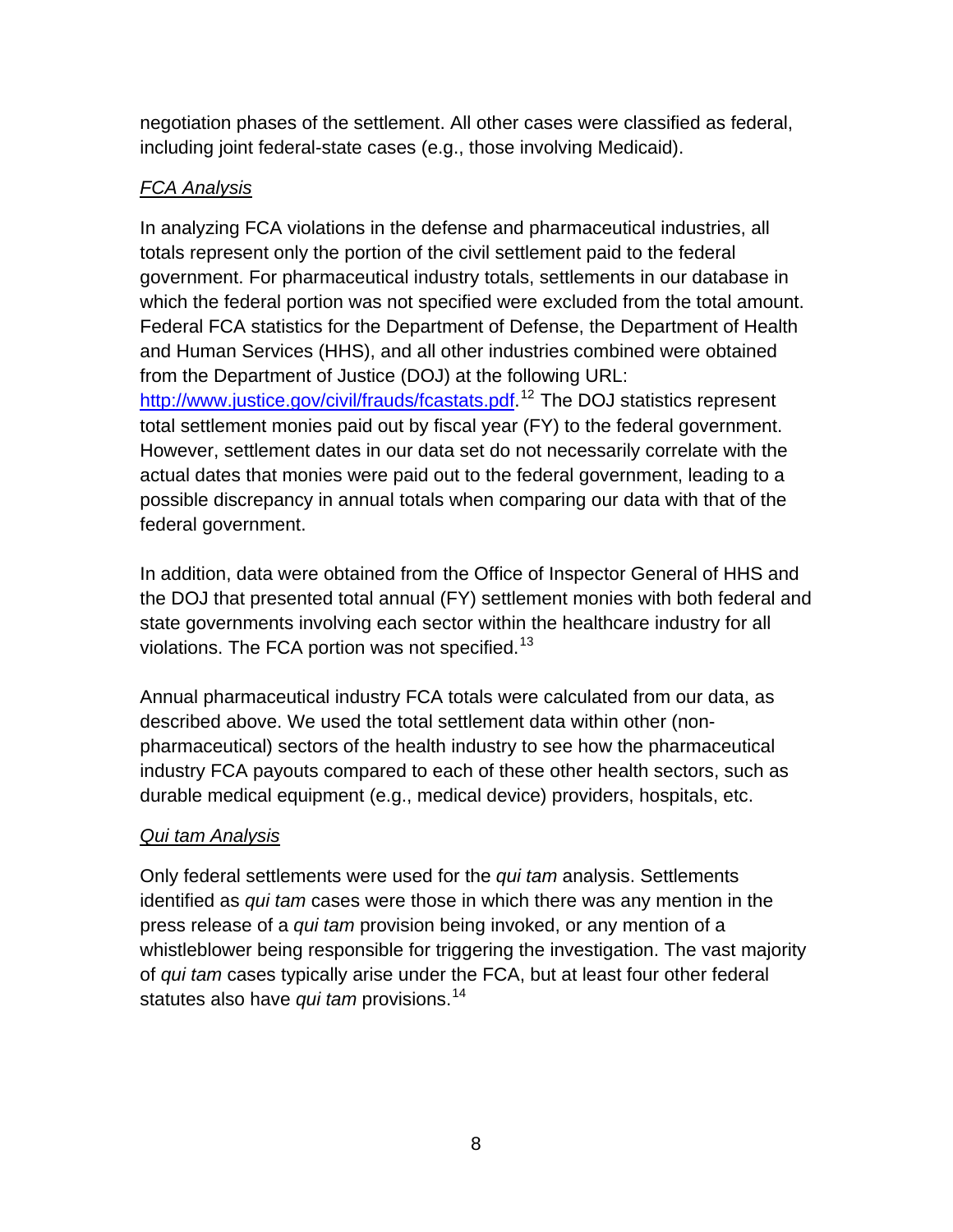negotiation phases of the settlement. All other cases were classified as federal, including joint federal-state cases (e.g., those involving Medicaid).

*FCA Analysis*

In analyzing FCA violations in the defense and pharmaceutical industries, all totals represent only the portion of the civil settlement paid to the federal government. For pharmaceutical industry totals, settlements in our database in which the federal portion was not specified were excluded from the total amount. Federal FCA statistics for the Department of Defense, the Department of Health and Human Services (HHS), and all other industries combined were obtained from the Department of Justice (DOJ) at the following URL: http://www.justice.gov/civil/frauds/fcastats.pdf.[12] The DOJ statistics represent total settlement monies paid out by fiscal year (FY) to the federal government. However, settlement dates in our data set do not necessarily correlate with the actual dates that monies were paid out to the federal government, leading to a possible discrepancy in annual totals when comparing our data with that of the federal government.

In addition, data were obtained from the Office of Inspector General of HHS and the DOJ that presented total annual (FY) settlement monies with both federal and state governments involving each sector within the healthcare industry for all violations. The FCA portion was not specified.[13]

Annual pharmaceutical industry FCA totals were calculated from our data, as described above. We used the total settlement data within other (non-pharmaceutical) sectors of the health industry to see how the pharmaceutical industry FCA payouts compared to each of these other health sectors, such as durable medical equipment (e.g., medical device) providers, hospitals, etc.

*Qui tam Analysis*

Only federal settlements were used for the *qui tam* analysis. Settlements identified as *qui tam* cases were those in which there was any mention in the press release of a *qui tam* provision being invoked, or any mention of a whistleblower being responsible for triggering the investigation. The vast majority of *qui tam* cases typically arise under the FCA, but at least four other federal statutes also have *qui tam* provisions.[14]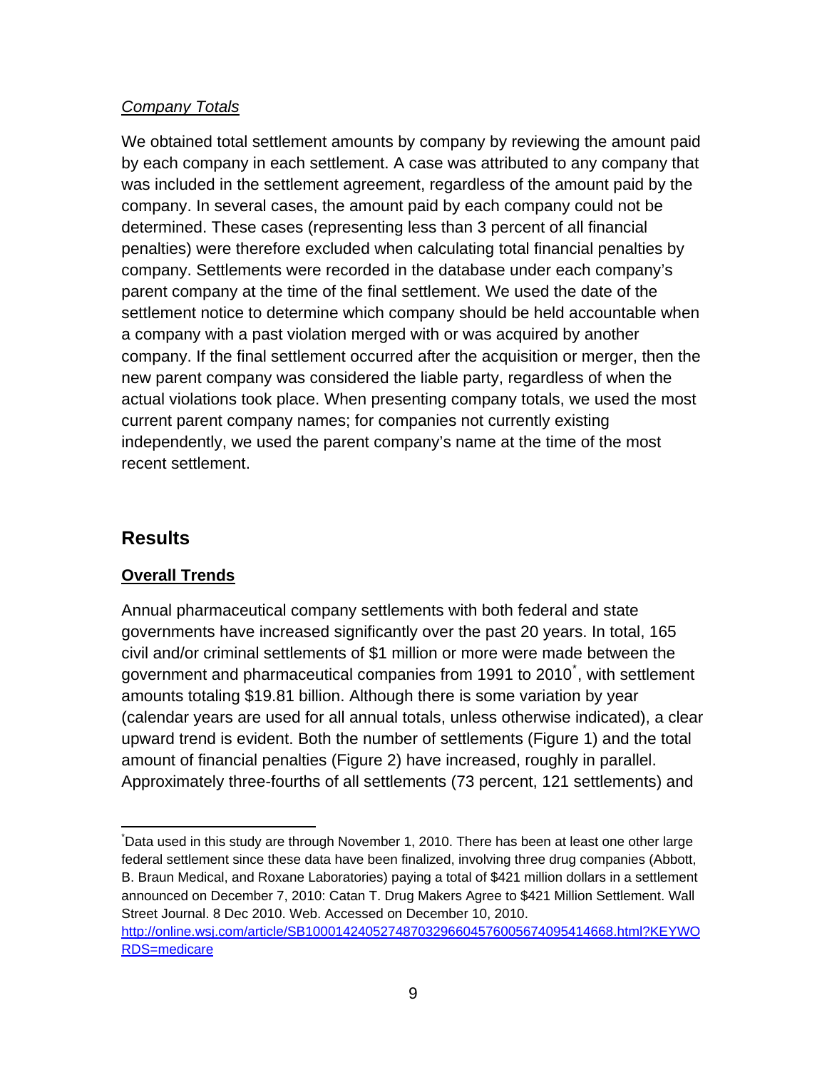*Company Totals*

We obtained total settlement amounts by company by reviewing the amount paid by each company in each settlement. A case was attributed to any company that was included in the settlement agreement, regardless of the amount paid by the company. In several cases, the amount paid by each company could not be determined. These cases (representing less than 3 percent of all financial penalties) were therefore excluded when calculating total financial penalties by company. Settlements were recorded in the database under each company's parent company at the time of the final settlement. We used the date of the settlement notice to determine which company should be held accountable when a company with a past violation merged with or was acquired by another company. If the final settlement occurred after the acquisition or merger, then the new parent company was considered the liable party, regardless of when the actual violations took place. When presenting company totals, we used the most current parent company names; for companies not currently existing independently, we used the parent company's name at the time of the most recent settlement.

## Results

### Overall Trends

Annual pharmaceutical company settlements with both federal and state governments have increased significantly over the past 20 years. In total, 165 civil and/or criminal settlements of $1 million or more were made between the government and pharmaceutical companies from 1991 to 2010[*], with settlement amounts totaling $19.81 billion. Although there is some variation by year (calendar years are used for all annual totals, unless otherwise indicated), a clear upward trend is evident. Both the number of settlements (Figure 1) and the total amount of financial penalties (Figure 2) have increased, roughly in parallel. Approximately three-fourths of all settlements (73 percent, 121 settlements) and

---

[*]Data used in this study are through November 1, 2010. There has been at least one other large federal settlement since these data have been finalized, involving three drug companies (Abbott, B. Braun Medical, and Roxane Laboratories) paying a total of $421 million dollars in a settlement announced on December 7, 2010: Catan T. Drug Makers Agree to $421 Million Settlement. Wall Street Journal. 8 Dec 2010. Web. Accessed on December 10, 2010. http://online.wsj.com/article/SB10001424052748703296604576005674095414668.html?KEYWORDS=medicare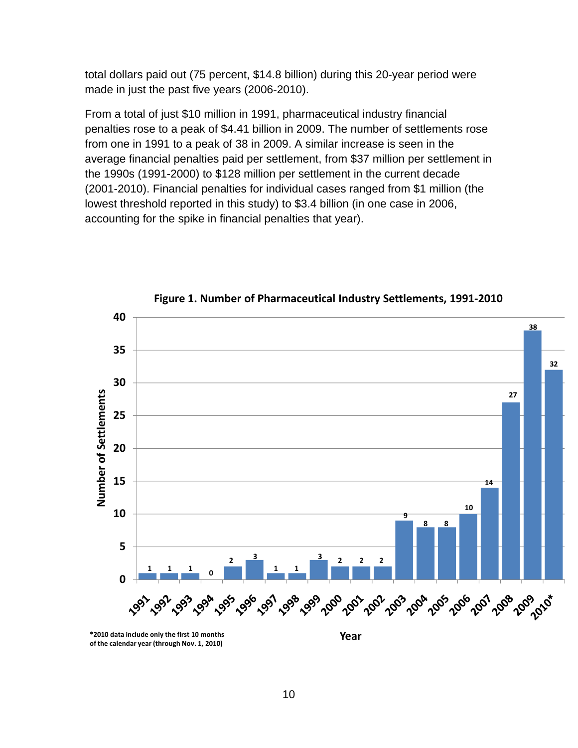total dollars paid out (75 percent, $14.8 billion) during this 20-year period were made in just the past five years (2006-2010).

From a total of just $10 million in 1991, pharmaceutical industry financial penalties rose to a peak of $4.41 billion in 2009. The number of settlements rose from one in 1991 to a peak of 38 in 2009. A similar increase is seen in the average financial penalties paid per settlement, from $37 million per settlement in the 1990s (1991-2000) to $128 million per settlement in the current decade (2001-2010). Financial penalties for individual cases ranged from $1 million (the lowest threshold reported in this study) to $3.4 billion (in one case in 2006, accounting for the spike in financial penalties that year).

**Figure 1. Number of Pharmaceutical Industry Settlements, 1991-2010**

| Year | Number of Settlements |
| --- | --- |
| 1991 | 1 |
| 1992 | 1 |
| 1993 | 1 |
| 1994 | 0 |
| 1995 | 2 |
| 1996 | 3 |
| 1997 | 1 |
| 1998 | 1 |
| 1999 | 3 |
| 2000 | 2 |
| 2001 | 2 |
| 2002 | 2 |
| 2003 | 9 |
| 2004 | 8 |
| 2005 | 8 |
| 2006 | 10 |
| 2007 | 14 |
| 2008 | 27 |
| 2009 | 38 |
| 2010* | 32 |

*2010 data include only the first 10 months of the calendar year (through Nov. 1, 2010)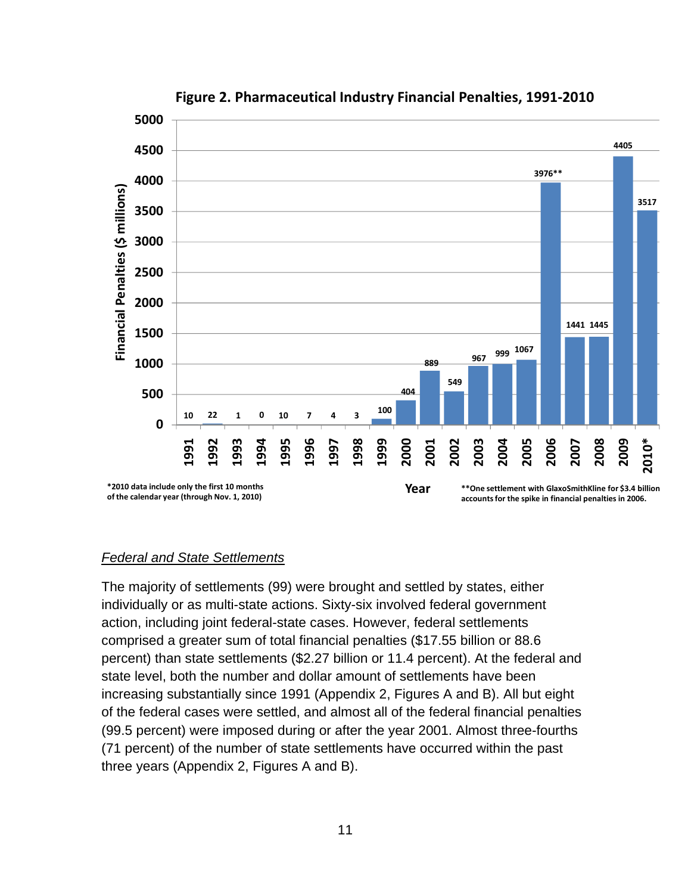**Figure 2. Pharmaceutical Industry Financial Penalties, 1991-2010**

| Year | Financial Penalties ($ millions) |
|---|---|
| 1991 | 10 |
| 1992 | 22 |
| 1993 | 1 |
| 1994 | 0 |
| 1995 | 10 |
| 1996 | 7 |
| 1997 | 4 |
| 1998 | 3 |
| 1999 | 100 |
| 2000 | 404 |
| 2001 | 889 |
| 2002 | 549 |
| 2003 | 967 |
| 2004 | 999 |
| 2005 | 1067 |
| 2006 | 3976** |
| 2007 | 1441 |
| 2008 | 1445 |
| 2009 | 4405 |
| 2010* | 3517 |

*2010 data include only the first 10 months of the calendar year (through Nov. 1, 2010)

**One settlement with GlaxoSmithKline for $3.4 billion accounts for the spike in financial penalties in 2006.

### *Federal and State Settlements*

The majority of settlements (99) were brought and settled by states, either individually or as multi-state actions. Sixty-six involved federal government action, including joint federal-state cases. However, federal settlements comprised a greater sum of total financial penalties ($17.55 billion or 88.6 percent) than state settlements ($2.27 billion or 11.4 percent). At the federal and state level, both the number and dollar amount of settlements have been increasing substantially since 1991 (Appendix 2, Figures A and B). All but eight of the federal cases were settled, and almost all of the federal financial penalties (99.5 percent) were imposed during or after the year 2001. Almost three-fourths (71 percent) of the number of state settlements have occurred within the past three years (Appendix 2, Figures A and B).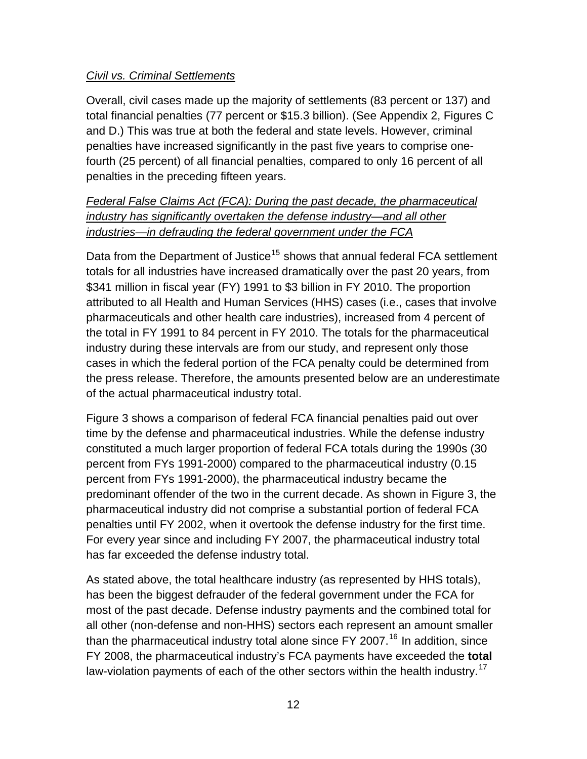*Civil vs. Criminal Settlements*

Overall, civil cases made up the majority of settlements (83 percent or 137) and total financial penalties (77 percent or $15.3 billion). (See Appendix 2, Figures C and D.) This was true at both the federal and state levels. However, criminal penalties have increased significantly in the past five years to comprise one-fourth (25 percent) of all financial penalties, compared to only 16 percent of all penalties in the preceding fifteen years.

*Federal False Claims Act (FCA): During the past decade, the pharmaceutical industry has significantly overtaken the defense industry—and all other industries—in defrauding the federal government under the FCA*

Data from the Department of Justice[15] shows that annual federal FCA settlement totals for all industries have increased dramatically over the past 20 years, from $341 million in fiscal year (FY) 1991 to $3 billion in FY 2010. The proportion attributed to all Health and Human Services (HHS) cases (i.e., cases that involve pharmaceuticals and other health care industries), increased from 4 percent of the total in FY 1991 to 84 percent in FY 2010. The totals for the pharmaceutical industry during these intervals are from our study, and represent only those cases in which the federal portion of the FCA penalty could be determined from the press release. Therefore, the amounts presented below are an underestimate of the actual pharmaceutical industry total.

Figure 3 shows a comparison of federal FCA financial penalties paid out over time by the defense and pharmaceutical industries. While the defense industry constituted a much larger proportion of federal FCA totals during the 1990s (30 percent from FYs 1991-2000) compared to the pharmaceutical industry (0.15 percent from FYs 1991-2000), the pharmaceutical industry became the predominant offender of the two in the current decade. As shown in Figure 3, the pharmaceutical industry did not comprise a substantial portion of federal FCA penalties until FY 2002, when it overtook the defense industry for the first time. For every year since and including FY 2007, the pharmaceutical industry total has far exceeded the defense industry total.

As stated above, the total healthcare industry (as represented by HHS totals), has been the biggest defrauder of the federal government under the FCA for most of the past decade. Defense industry payments and the combined total for all other (non-defense and non-HHS) sectors each represent an amount smaller than the pharmaceutical industry total alone since FY 2007.[16] In addition, since FY 2008, the pharmaceutical industry's FCA payments have exceeded the **total** law-violation payments of each of the other sectors within the health industry.[17]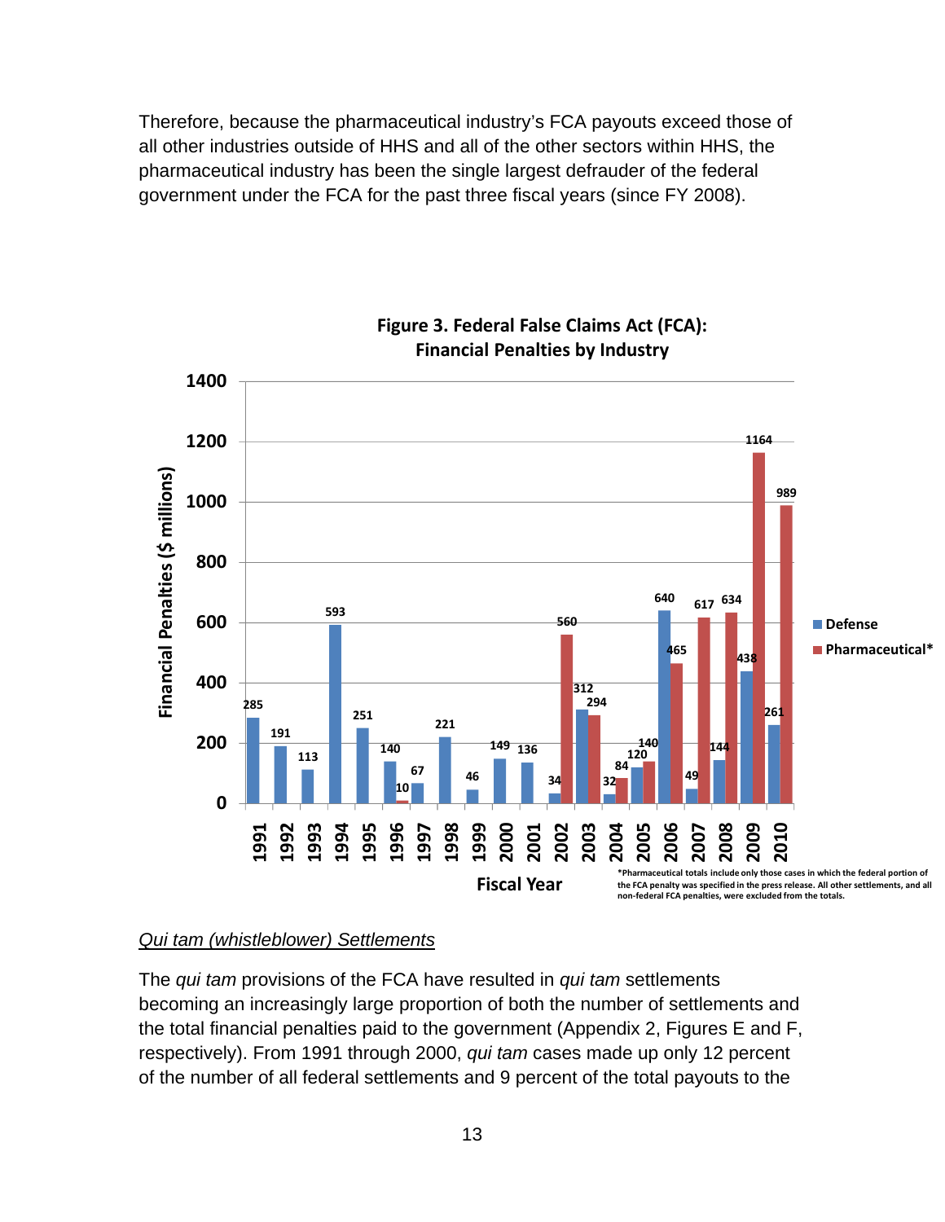Therefore, because the pharmaceutical industry's FCA payouts exceed those of all other industries outside of HHS and all of the other sectors within HHS, the pharmaceutical industry has been the single largest defrauder of the federal government under the FCA for the past three fiscal years (since FY 2008).

**Figure 3. Federal False Claims Act (FCA): Financial Penalties by Industry**

*Pharmaceutical totals include only those cases in which the federal portion of the FCA penalty was specified in the press release. All other settlements, and all non-federal FCA penalties, were excluded from the totals.

## *Qui tam* (whistleblower) Settlements

The *qui tam* provisions of the FCA have resulted in *qui tam* settlements becoming an increasingly large proportion of both the number of settlements and the total financial penalties paid to the government (Appendix 2, Figures E and F, respectively). From 1991 through 2000, *qui tam* cases made up only 12 percent of the number of all federal settlements and 9 percent of the total payouts to the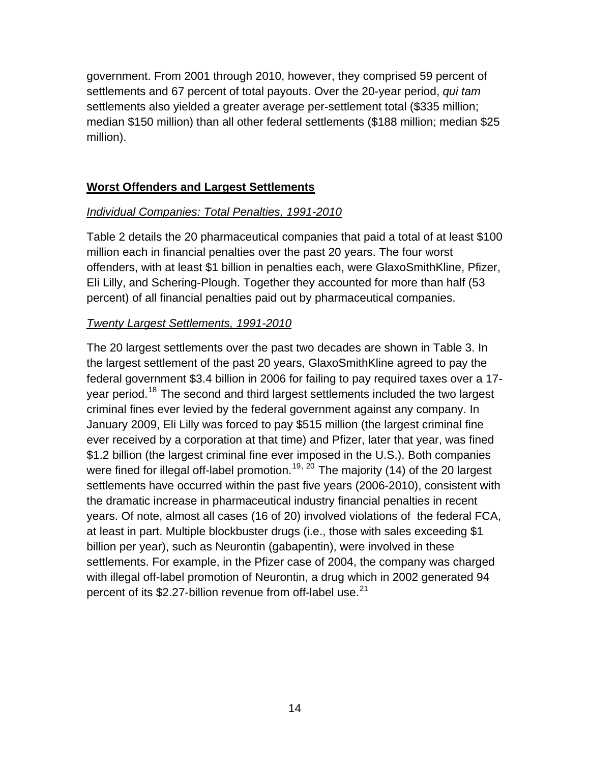government. From 2001 through 2010, however, they comprised 59 percent of settlements and 67 percent of total payouts. Over the 20-year period, *qui tam* settlements also yielded a greater average per-settlement total ($335 million; median $150 million) than all other federal settlements ($188 million; median $25 million).

## **Worst Offenders and Largest Settlements**

### *Individual Companies: Total Penalties, 1991-2010*

Table 2 details the 20 pharmaceutical companies that paid a total of at least $100 million each in financial penalties over the past 20 years. The four worst offenders, with at least $1 billion in penalties each, were GlaxoSmithKline, Pfizer, Eli Lilly, and Schering-Plough. Together they accounted for more than half (53 percent) of all financial penalties paid out by pharmaceutical companies.

### *Twenty Largest Settlements, 1991-2010*

The 20 largest settlements over the past two decades are shown in Table 3. In the largest settlement of the past 20 years, GlaxoSmithKline agreed to pay the federal government $3.4 billion in 2006 for failing to pay required taxes over a 17-year period.[18] The second and third largest settlements included the two largest criminal fines ever levied by the federal government against any company. In January 2009, Eli Lilly was forced to pay $515 million (the largest criminal fine ever received by a corporation at that time) and Pfizer, later that year, was fined $1.2 billion (the largest criminal fine ever imposed in the U.S.). Both companies were fined for illegal off-label promotion.[19, 20] The majority (14) of the 20 largest settlements have occurred within the past five years (2006-2010), consistent with the dramatic increase in pharmaceutical industry financial penalties in recent years. Of note, almost all cases (16 of 20) involved violations of the federal FCA, at least in part. Multiple blockbuster drugs (i.e., those with sales exceeding $1 billion per year), such as Neurontin (gabapentin), were involved in these settlements. For example, in the Pfizer case of 2004, the company was charged with illegal off-label promotion of Neurontin, a drug which in 2002 generated 94 percent of its $2.27-billion revenue from off-label use.[21]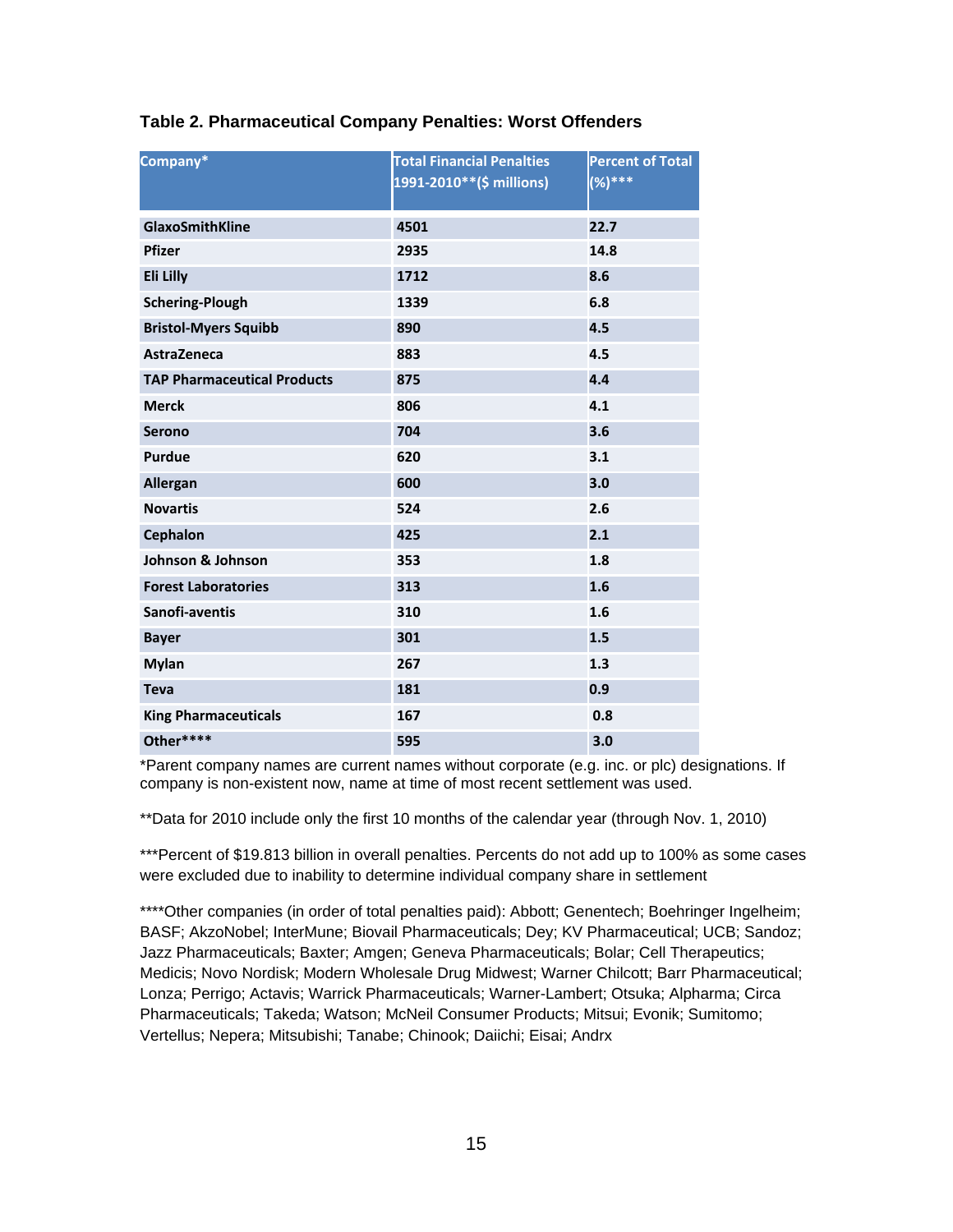**Table 2. Pharmaceutical Company Penalties: Worst Offenders**

| Company* | Total Financial Penalties 1991-2010**($ millions) | Percent of Total (%)*** |
|---|---|---|
| GlaxoSmithKline | 4501 | 22.7 |
| Pfizer | 2935 | 14.8 |
| Eli Lilly | 1712 | 8.6 |
| Schering-Plough | 1339 | 6.8 |
| Bristol-Myers Squibb | 890 | 4.5 |
| AstraZeneca | 883 | 4.5 |
| TAP Pharmaceutical Products | 875 | 4.4 |
| Merck | 806 | 4.1 |
| Serono | 704 | 3.6 |
| Purdue | 620 | 3.1 |
| Allergan | 600 | 3.0 |
| Novartis | 524 | 2.6 |
| Cephalon | 425 | 2.1 |
| Johnson & Johnson | 353 | 1.8 |
| Forest Laboratories | 313 | 1.6 |
| Sanofi-aventis | 310 | 1.6 |
| Bayer | 301 | 1.5 |
| Mylan | 267 | 1.3 |
| Teva | 181 | 0.9 |
| King Pharmaceuticals | 167 | 0.8 |
| Other**** | 595 | 3.0 |

*Parent company names are current names without corporate (e.g. inc. or plc) designations. If company is non-existent now, name at time of most recent settlement was used.

**Data for 2010 include only the first 10 months of the calendar year (through Nov. 1, 2010)

***Percent of $19.813 billion in overall penalties. Percents do not add up to 100% as some cases were excluded due to inability to determine individual company share in settlement

****Other companies (in order of total penalties paid): Abbott; Genentech; Boehringer Ingelheim; BASF; AkzoNobel; InterMune; Biovail Pharmaceuticals; Dey; KV Pharmaceutical; UCB; Sandoz; Jazz Pharmaceuticals; Baxter; Amgen; Geneva Pharmaceuticals; Bolar; Cell Therapeutics; Medicis; Novo Nordisk; Modern Wholesale Drug Midwest; Warner Chilcott; Barr Pharmaceutical; Lonza; Perrigo; Actavis; Warrick Pharmaceuticals; Warner-Lambert; Otsuka; Alpharma; Circa Pharmaceuticals; Takeda; Watson; McNeil Consumer Products; Mitsui; Evonik; Sumitomo; Vertellus; Nepera; Mitsubishi; Tanabe; Chinook; Daiichi; Eisai; Andrx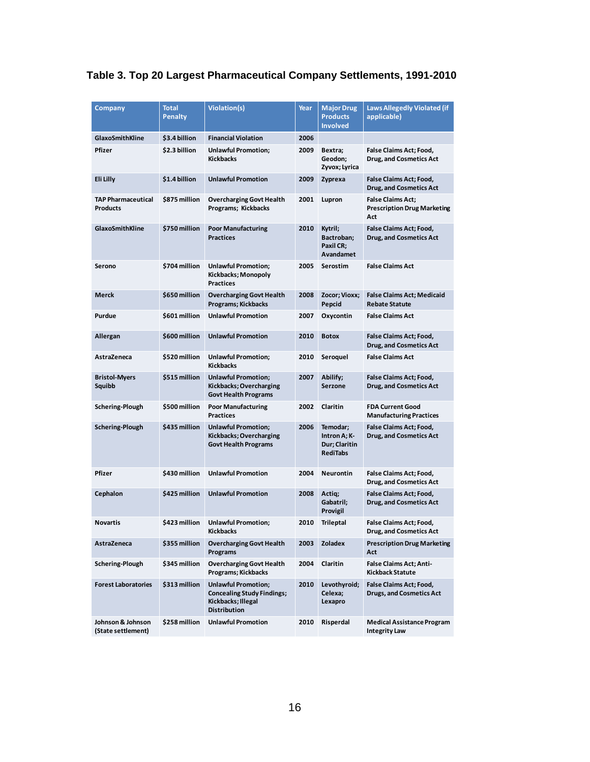### Table 3. Top 20 Largest Pharmaceutical Company Settlements, 1991-2010

| Company | Total Penalty | Violation(s) | Year | Major Drug Products Involved | Laws Allegedly Violated (if applicable) |
|---|---|---|---|---|---|
| GlaxoSmithKline | $3.4 billion | Financial Violation | 2006 | | |
| Pfizer | $2.3 billion | Unlawful Promotion; Kickbacks | 2009 | Bextra; Geodon; Zyvox; Lyrica | False Claims Act; Food, Drug, and Cosmetics Act |
| Eli Lilly | $1.4 billion | Unlawful Promotion | 2009 | Zyprexa | False Claims Act; Food, Drug, and Cosmetics Act |
| TAP Pharmaceutical Products | $875 million | Overcharging Govt Health Programs; Kickbacks | 2001 | Lupron | False Claims Act; Prescription Drug Marketing Act |
| GlaxoSmithKline | $750 million | Poor Manufacturing Practices | 2010 | Kytril; Bactroban; Paxil CR; Avandamet | False Claims Act; Food, Drug, and Cosmetics Act |
| Serono | $704 million | Unlawful Promotion; Kickbacks; Monopoly Practices | 2005 | Serostim | False Claims Act |
| Merck | $650 million | Overcharging Govt Health Programs; Kickbacks | 2008 | Zocor; Vioxx; Pepcid | False Claims Act; Medicaid Rebate Statute |
| Purdue | $601 million | Unlawful Promotion | 2007 | Oxycontin | False Claims Act |
| Allergan | $600 million | Unlawful Promotion | 2010 | Botox | False Claims Act; Food, Drug, and Cosmetics Act |
| AstraZeneca | $520 million | Unlawful Promotion; Kickbacks | 2010 | Seroquel | False Claims Act |
| Bristol-Myers Squibb | $515 million | Unlawful Promotion; Kickbacks; Overcharging Govt Health Programs | 2007 | Abilify; Serzone | False Claims Act; Food, Drug, and Cosmetics Act |
| Schering-Plough | $500 million | Poor Manufacturing Practices | 2002 | Claritin | FDA Current Good Manufacturing Practices |
| Schering-Plough | $435 million | Unlawful Promotion; Kickbacks; Overcharging Govt Health Programs | 2006 | Temodar; Intron A; K-Dur; Claritin RediTabs | False Claims Act; Food, Drug, and Cosmetics Act |
| Pfizer | $430 million | Unlawful Promotion | 2004 | Neurontin | False Claims Act; Food, Drug, and Cosmetics Act |
| Cephalon | $425 million | Unlawful Promotion | 2008 | Actiq; Gabatril; Provigil | False Claims Act; Food, Drug, and Cosmetics Act |
| Novartis | $423 million | Unlawful Promotion; Kickbacks | 2010 | Trileptal | False Claims Act; Food, Drug, and Cosmetics Act |
| AstraZeneca | $355 million | Overcharging Govt Health Programs | 2003 | Zoladex | Prescription Drug Marketing Act |
| Schering-Plough | $345 million | Overcharging Govt Health Programs; Kickbacks | 2004 | Claritin | False Claims Act; Anti-Kickback Statute |
| Forest Laboratories | $313 million | Unlawful Promotion; Concealing Study Findings; Kickbacks; Illegal Distribution | 2010 | Levothyroid; Celexa; Lexapro | False Claims Act; Food, Drugs, and Cosmetics Act |
| Johnson & Johnson (State settlement) | $258 million | Unlawful Promotion | 2010 | Risperdal | Medical Assistance Program Integrity Law |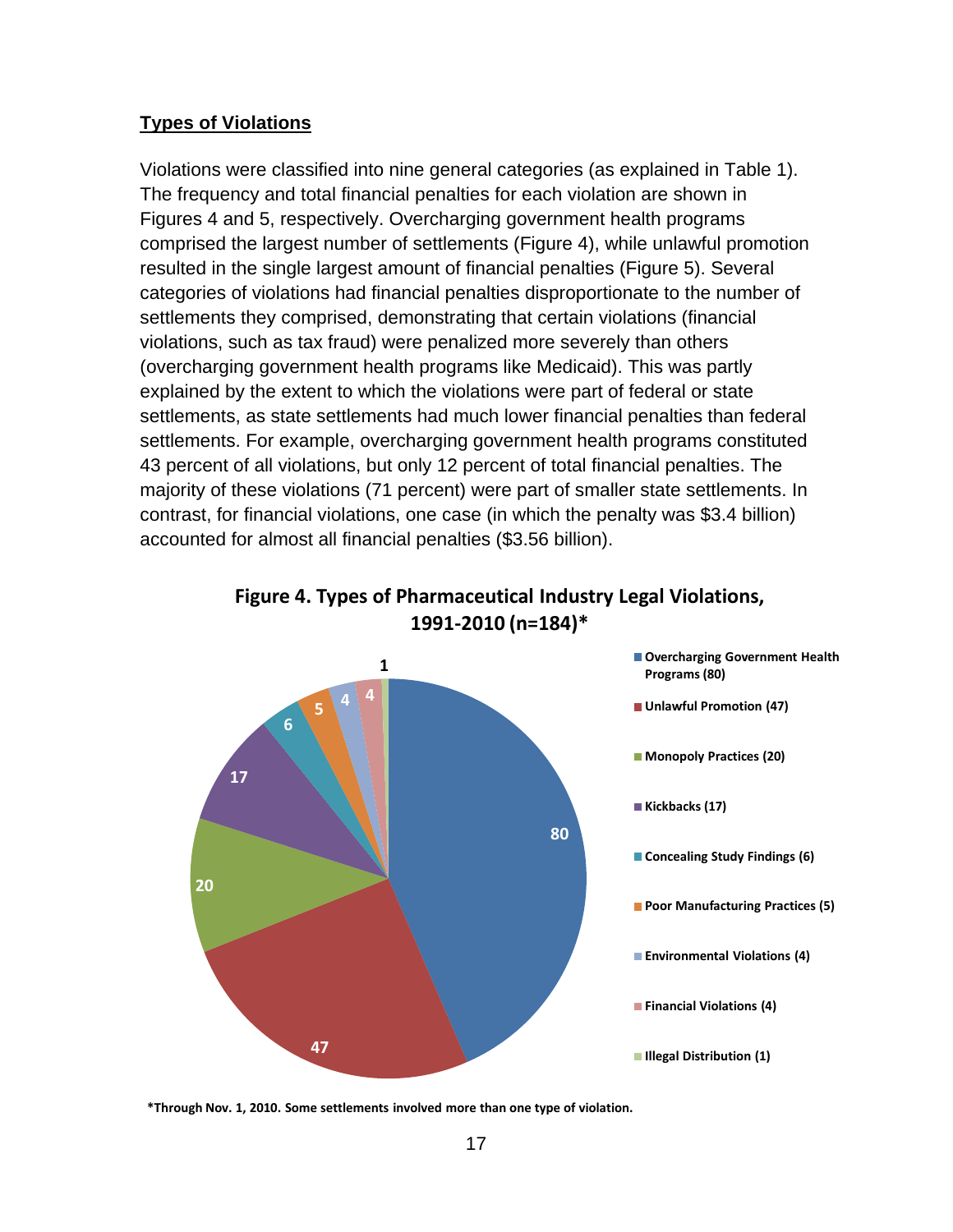## Types of Violations

Violations were classified into nine general categories (as explained in Table 1). The frequency and total financial penalties for each violation are shown in Figures 4 and 5, respectively. Overcharging government health programs comprised the largest number of settlements (Figure 4), while unlawful promotion resulted in the single largest amount of financial penalties (Figure 5). Several categories of violations had financial penalties disproportionate to the number of settlements they comprised, demonstrating that certain violations (financial violations, such as tax fraud) were penalized more severely than others (overcharging government health programs like Medicaid). This was partly explained by the extent to which the violations were part of federal or state settlements, as state settlements had much lower financial penalties than federal settlements. For example, overcharging government health programs constituted 43 percent of all violations, but only 12 percent of total financial penalties. The majority of these violations (71 percent) were part of smaller state settlements. In contrast, for financial violations, one case (in which the penalty was $3.4 billion) accounted for almost all financial penalties ($3.56 billion).

**Figure 4. Types of Pharmaceutical Industry Legal Violations, 1991-2010 (n=184)***

| Type of Violation | Number |
|---|---|
| Overcharging Government Health Programs | 80 |
| Unlawful Promotion | 47 |
| Monopoly Practices | 20 |
| Kickbacks | 17 |
| Concealing Study Findings | 6 |
| Poor Manufacturing Practices | 5 |
| Environmental Violations | 4 |
| Financial Violations | 4 |
| Illegal Distribution | 1 |

***Through Nov. 1, 2010. Some settlements involved more than one type of violation.**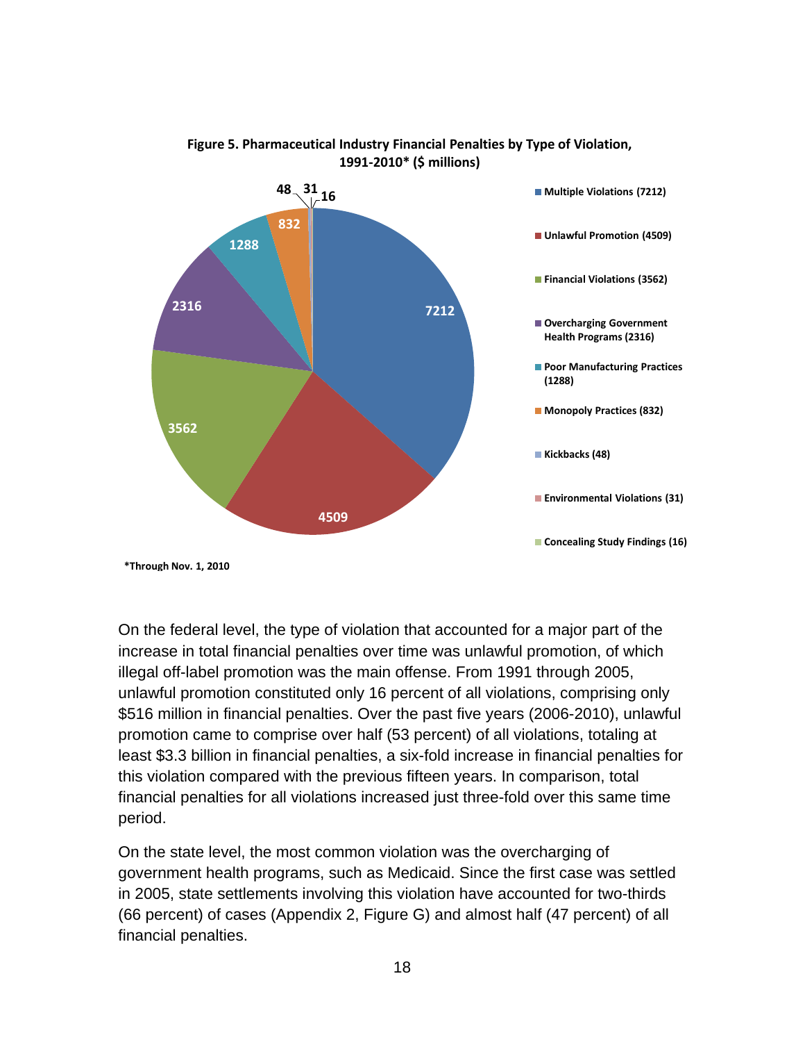**Figure 5. Pharmaceutical Industry Financial Penalties by Type of Violation, 1991-2010* ($ millions)**

| Type of Violation | $ millions |
|---|---|
| Multiple Violations | 7212 |
| Unlawful Promotion | 4509 |
| Financial Violations | 3562 |
| Overcharging Government Health Programs | 2316 |
| Poor Manufacturing Practices | 1288 |
| Monopoly Practices | 832 |
| Kickbacks | 48 |
| Environmental Violations | 31 |
| Concealing Study Findings | 16 |

*Through Nov. 1, 2010

On the federal level, the type of violation that accounted for a major part of the increase in total financial penalties over time was unlawful promotion, of which illegal off-label promotion was the main offense. From 1991 through 2005, unlawful promotion constituted only 16 percent of all violations, comprising only $516 million in financial penalties. Over the past five years (2006-2010), unlawful promotion came to comprise over half (53 percent) of all violations, totaling at least $3.3 billion in financial penalties, a six-fold increase in financial penalties for this violation compared with the previous fifteen years. In comparison, total financial penalties for all violations increased just three-fold over this same time period.

On the state level, the most common violation was the overcharging of government health programs, such as Medicaid. Since the first case was settled in 2005, state settlements involving this violation have accounted for two-thirds (66 percent) of cases (Appendix 2, Figure G) and almost half (47 percent) of all financial penalties.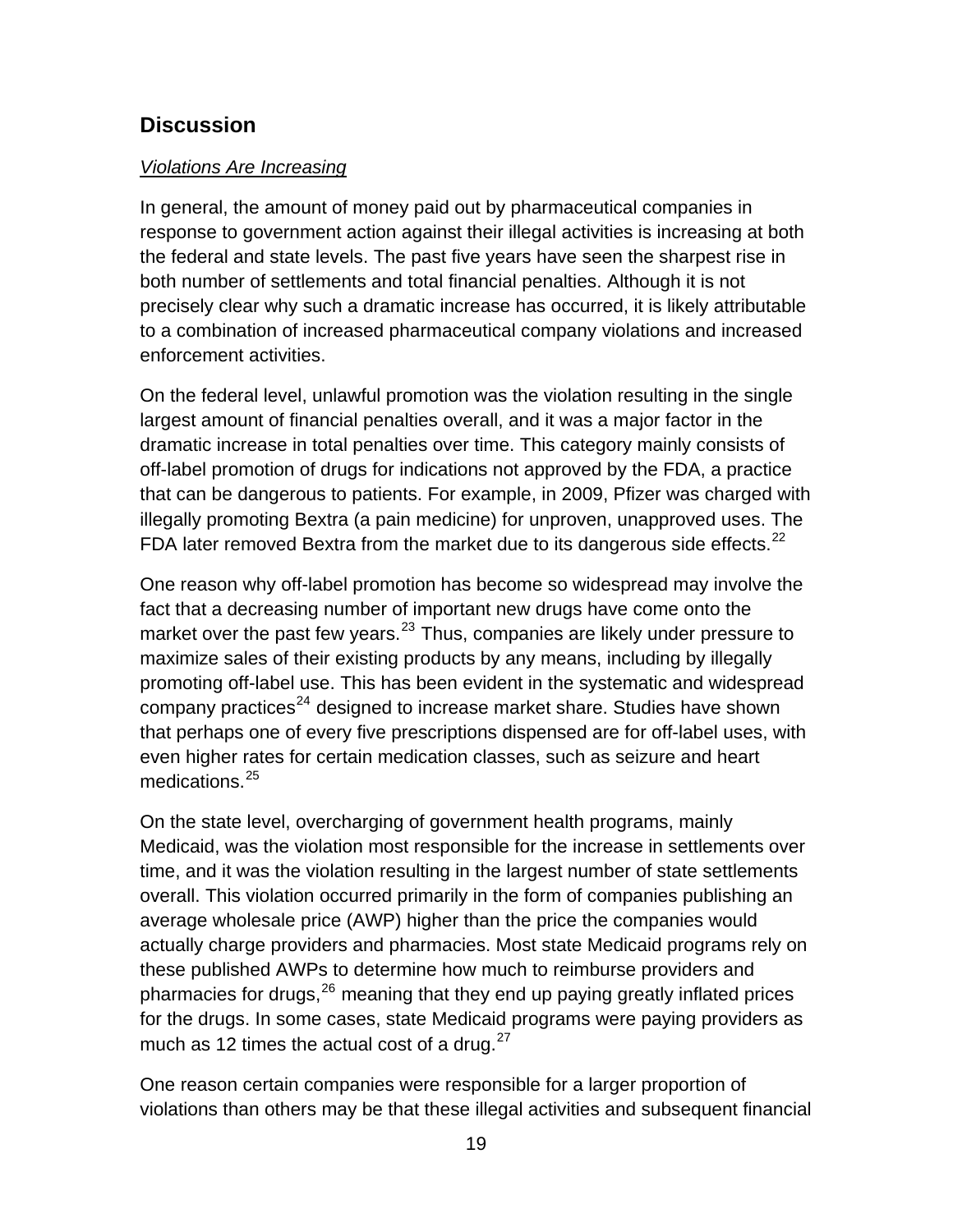## Discussion

*Violations Are Increasing*

In general, the amount of money paid out by pharmaceutical companies in response to government action against their illegal activities is increasing at both the federal and state levels. The past five years have seen the sharpest rise in both number of settlements and total financial penalties. Although it is not precisely clear why such a dramatic increase has occurred, it is likely attributable to a combination of increased pharmaceutical company violations and increased enforcement activities.

On the federal level, unlawful promotion was the violation resulting in the single largest amount of financial penalties overall, and it was a major factor in the dramatic increase in total penalties over time. This category mainly consists of off-label promotion of drugs for indications not approved by the FDA, a practice that can be dangerous to patients. For example, in 2009, Pfizer was charged with illegally promoting Bextra (a pain medicine) for unproven, unapproved uses. The FDA later removed Bextra from the market due to its dangerous side effects.[22]

One reason why off-label promotion has become so widespread may involve the fact that a decreasing number of important new drugs have come onto the market over the past few years.[23] Thus, companies are likely under pressure to maximize sales of their existing products by any means, including by illegally promoting off-label use. This has been evident in the systematic and widespread company practices[24] designed to increase market share. Studies have shown that perhaps one of every five prescriptions dispensed are for off-label uses, with even higher rates for certain medication classes, such as seizure and heart medications.[25]

On the state level, overcharging of government health programs, mainly Medicaid, was the violation most responsible for the increase in settlements over time, and it was the violation resulting in the largest number of state settlements overall. This violation occurred primarily in the form of companies publishing an average wholesale price (AWP) higher than the price the companies would actually charge providers and pharmacies. Most state Medicaid programs rely on these published AWPs to determine how much to reimburse providers and pharmacies for drugs,[26] meaning that they end up paying greatly inflated prices for the drugs. In some cases, state Medicaid programs were paying providers as much as 12 times the actual cost of a drug.[27]

One reason certain companies were responsible for a larger proportion of violations than others may be that these illegal activities and subsequent financial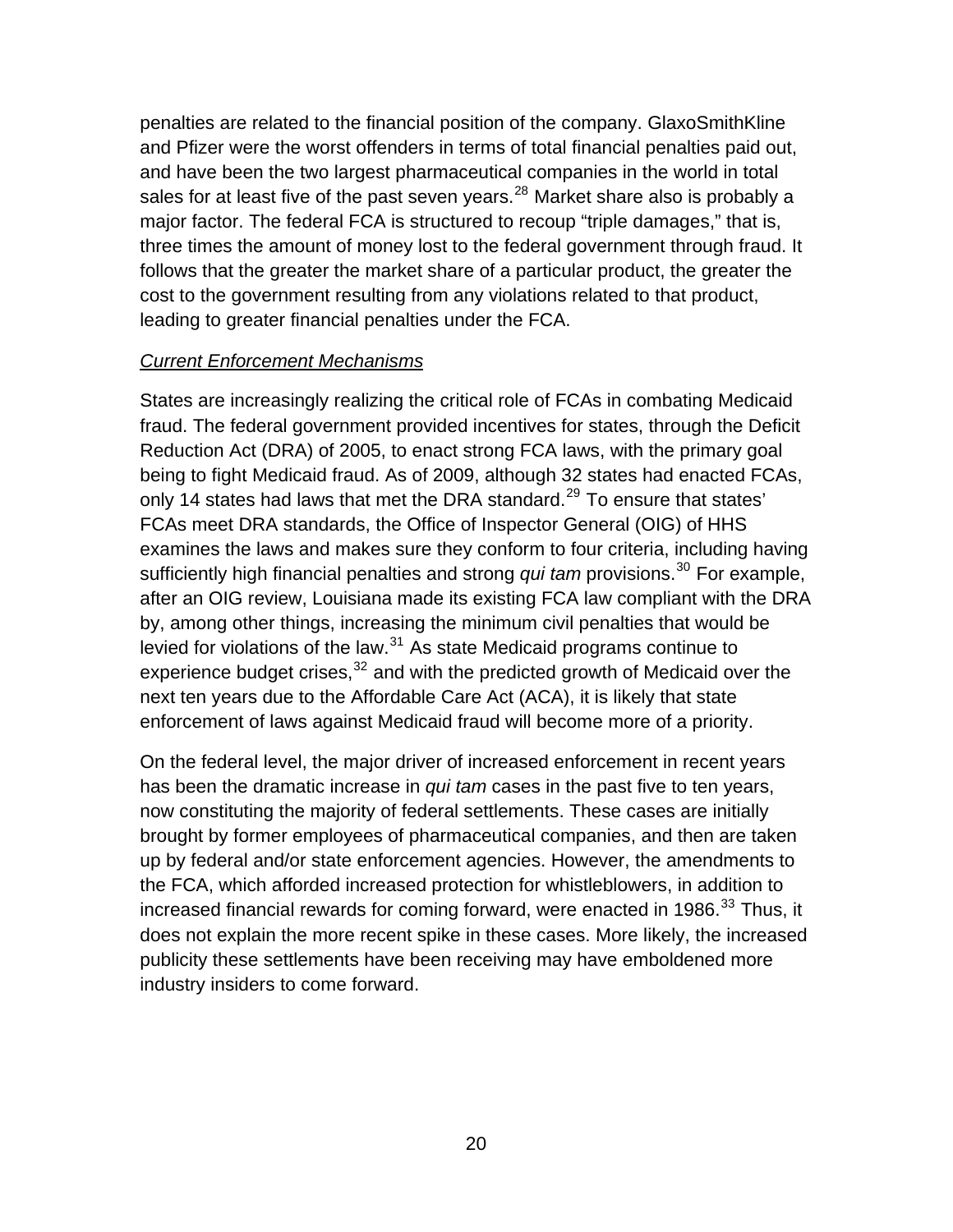penalties are related to the financial position of the company. GlaxoSmithKline and Pfizer were the worst offenders in terms of total financial penalties paid out, and have been the two largest pharmaceutical companies in the world in total sales for at least five of the past seven years.[28] Market share also is probably a major factor. The federal FCA is structured to recoup "triple damages," that is, three times the amount of money lost to the federal government through fraud. It follows that the greater the market share of a particular product, the greater the cost to the government resulting from any violations related to that product, leading to greater financial penalties under the FCA.

*Current Enforcement Mechanisms*

States are increasingly realizing the critical role of FCAs in combating Medicaid fraud. The federal government provided incentives for states, through the Deficit Reduction Act (DRA) of 2005, to enact strong FCA laws, with the primary goal being to fight Medicaid fraud. As of 2009, although 32 states had enacted FCAs, only 14 states had laws that met the DRA standard.[29] To ensure that states' FCAs meet DRA standards, the Office of Inspector General (OIG) of HHS examines the laws and makes sure they conform to four criteria, including having sufficiently high financial penalties and strong *qui tam* provisions.[30] For example, after an OIG review, Louisiana made its existing FCA law compliant with the DRA by, among other things, increasing the minimum civil penalties that would be levied for violations of the law.[31] As state Medicaid programs continue to experience budget crises,[32] and with the predicted growth of Medicaid over the next ten years due to the Affordable Care Act (ACA), it is likely that state enforcement of laws against Medicaid fraud will become more of a priority.

On the federal level, the major driver of increased enforcement in recent years has been the dramatic increase in *qui tam* cases in the past five to ten years, now constituting the majority of federal settlements. These cases are initially brought by former employees of pharmaceutical companies, and then are taken up by federal and/or state enforcement agencies. However, the amendments to the FCA, which afforded increased protection for whistleblowers, in addition to increased financial rewards for coming forward, were enacted in 1986.[33] Thus, it does not explain the more recent spike in these cases. More likely, the increased publicity these settlements have been receiving may have emboldened more industry insiders to come forward.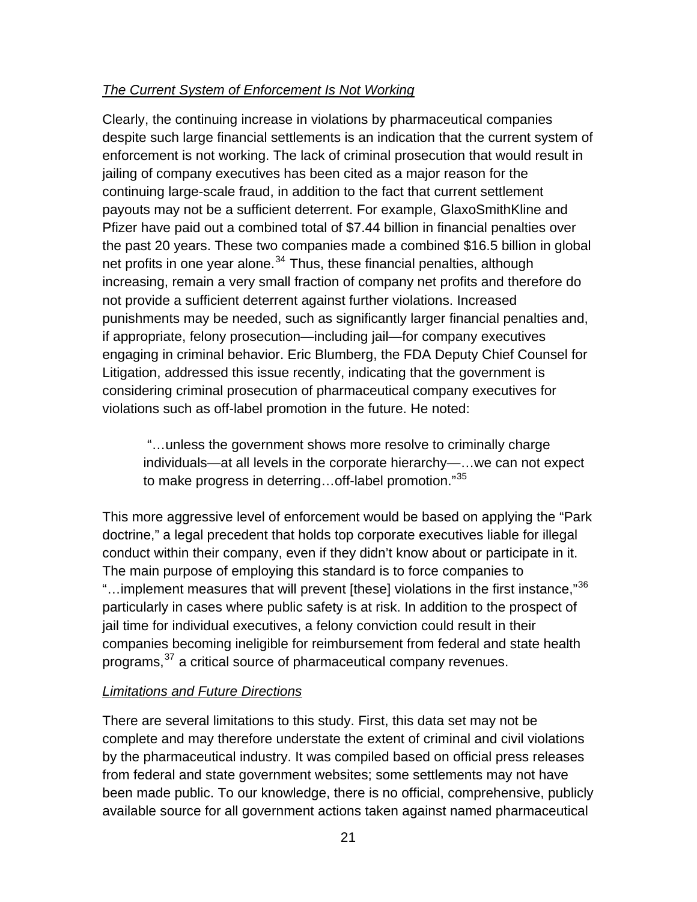*The Current System of Enforcement Is Not Working*

Clearly, the continuing increase in violations by pharmaceutical companies despite such large financial settlements is an indication that the current system of enforcement is not working. The lack of criminal prosecution that would result in jailing of company executives has been cited as a major reason for the continuing large-scale fraud, in addition to the fact that current settlement payouts may not be a sufficient deterrent. For example, GlaxoSmithKline and Pfizer have paid out a combined total of $7.44 billion in financial penalties over the past 20 years. These two companies made a combined $16.5 billion in global net profits in one year alone.[34] Thus, these financial penalties, although increasing, remain a very small fraction of company net profits and therefore do not provide a sufficient deterrent against further violations. Increased punishments may be needed, such as significantly larger financial penalties and, if appropriate, felony prosecution—including jail—for company executives engaging in criminal behavior. Eric Blumberg, the FDA Deputy Chief Counsel for Litigation, addressed this issue recently, indicating that the government is considering criminal prosecution of pharmaceutical company executives for violations such as off-label promotion in the future. He noted:

> "…unless the government shows more resolve to criminally charge individuals—at all levels in the corporate hierarchy—…we can not expect to make progress in deterring…off-label promotion."[35]

This more aggressive level of enforcement would be based on applying the "Park doctrine," a legal precedent that holds top corporate executives liable for illegal conduct within their company, even if they didn't know about or participate in it. The main purpose of employing this standard is to force companies to "…implement measures that will prevent [these] violations in the first instance,"[36] particularly in cases where public safety is at risk. In addition to the prospect of jail time for individual executives, a felony conviction could result in their companies becoming ineligible for reimbursement from federal and state health programs,[37] a critical source of pharmaceutical company revenues.

*Limitations and Future Directions*

There are several limitations to this study. First, this data set may not be complete and may therefore understate the extent of criminal and civil violations by the pharmaceutical industry. It was compiled based on official press releases from federal and state government websites; some settlements may not have been made public. To our knowledge, there is no official, comprehensive, publicly available source for all government actions taken against named pharmaceutical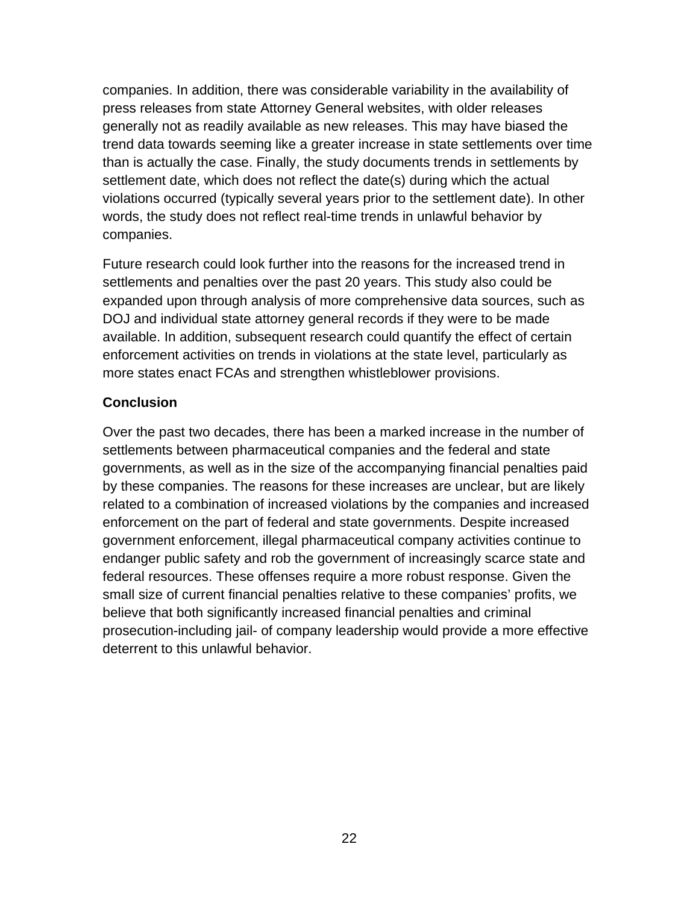companies. In addition, there was considerable variability in the availability of press releases from state Attorney General websites, with older releases generally not as readily available as new releases. This may have biased the trend data towards seeming like a greater increase in state settlements over time than is actually the case. Finally, the study documents trends in settlements by settlement date, which does not reflect the date(s) during which the actual violations occurred (typically several years prior to the settlement date). In other words, the study does not reflect real-time trends in unlawful behavior by companies.

Future research could look further into the reasons for the increased trend in settlements and penalties over the past 20 years. This study also could be expanded upon through analysis of more comprehensive data sources, such as DOJ and individual state attorney general records if they were to be made available. In addition, subsequent research could quantify the effect of certain enforcement activities on trends in violations at the state level, particularly as more states enact FCAs and strengthen whistleblower provisions.

**Conclusion**

Over the past two decades, there has been a marked increase in the number of settlements between pharmaceutical companies and the federal and state governments, as well as in the size of the accompanying financial penalties paid by these companies. The reasons for these increases are unclear, but are likely related to a combination of increased violations by the companies and increased enforcement on the part of federal and state governments. Despite increased government enforcement, illegal pharmaceutical company activities continue to endanger public safety and rob the government of increasingly scarce state and federal resources. These offenses require a more robust response. Given the small size of current financial penalties relative to these companies' profits, we believe that both significantly increased financial penalties and criminal prosecution-including jail- of company leadership would provide a more effective deterrent to this unlawful behavior.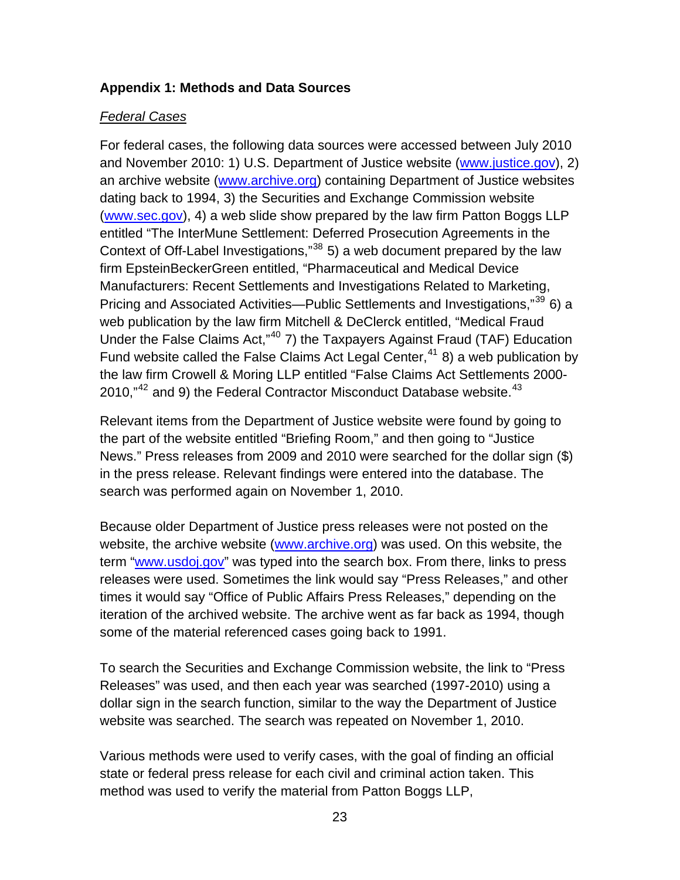**Appendix 1: Methods and Data Sources**

*Federal Cases*

For federal cases, the following data sources were accessed between July 2010 and November 2010: 1) U.S. Department of Justice website (www.justice.gov), 2) an archive website (www.archive.org) containing Department of Justice websites dating back to 1994, 3) the Securities and Exchange Commission website (www.sec.gov), 4) a web slide show prepared by the law firm Patton Boggs LLP entitled "The InterMune Settlement: Deferred Prosecution Agreements in the Context of Off-Label Investigations,"[38] 5) a web document prepared by the law firm EpsteinBeckerGreen entitled, "Pharmaceutical and Medical Device Manufacturers: Recent Settlements and Investigations Related to Marketing, Pricing and Associated Activities—Public Settlements and Investigations,"[39] 6) a web publication by the law firm Mitchell & DeClerck entitled, "Medical Fraud Under the False Claims Act,"[40] 7) the Taxpayers Against Fraud (TAF) Education Fund website called the False Claims Act Legal Center,[41] 8) a web publication by the law firm Crowell & Moring LLP entitled "False Claims Act Settlements 2000-2010,"[42] and 9) the Federal Contractor Misconduct Database website.[43]

Relevant items from the Department of Justice website were found by going to the part of the website entitled "Briefing Room," and then going to "Justice News." Press releases from 2009 and 2010 were searched for the dollar sign ($) in the press release. Relevant findings were entered into the database. The search was performed again on November 1, 2010.

Because older Department of Justice press releases were not posted on the website, the archive website (www.archive.org) was used. On this website, the term "www.usdoj.gov" was typed into the search box. From there, links to press releases were used. Sometimes the link would say "Press Releases," and other times it would say "Office of Public Affairs Press Releases," depending on the iteration of the archived website. The archive went as far back as 1994, though some of the material referenced cases going back to 1991.

To search the Securities and Exchange Commission website, the link to "Press Releases" was used, and then each year was searched (1997-2010) using a dollar sign in the search function, similar to the way the Department of Justice website was searched. The search was repeated on November 1, 2010.

Various methods were used to verify cases, with the goal of finding an official state or federal press release for each civil and criminal action taken. This method was used to verify the material from Patton Boggs LLP,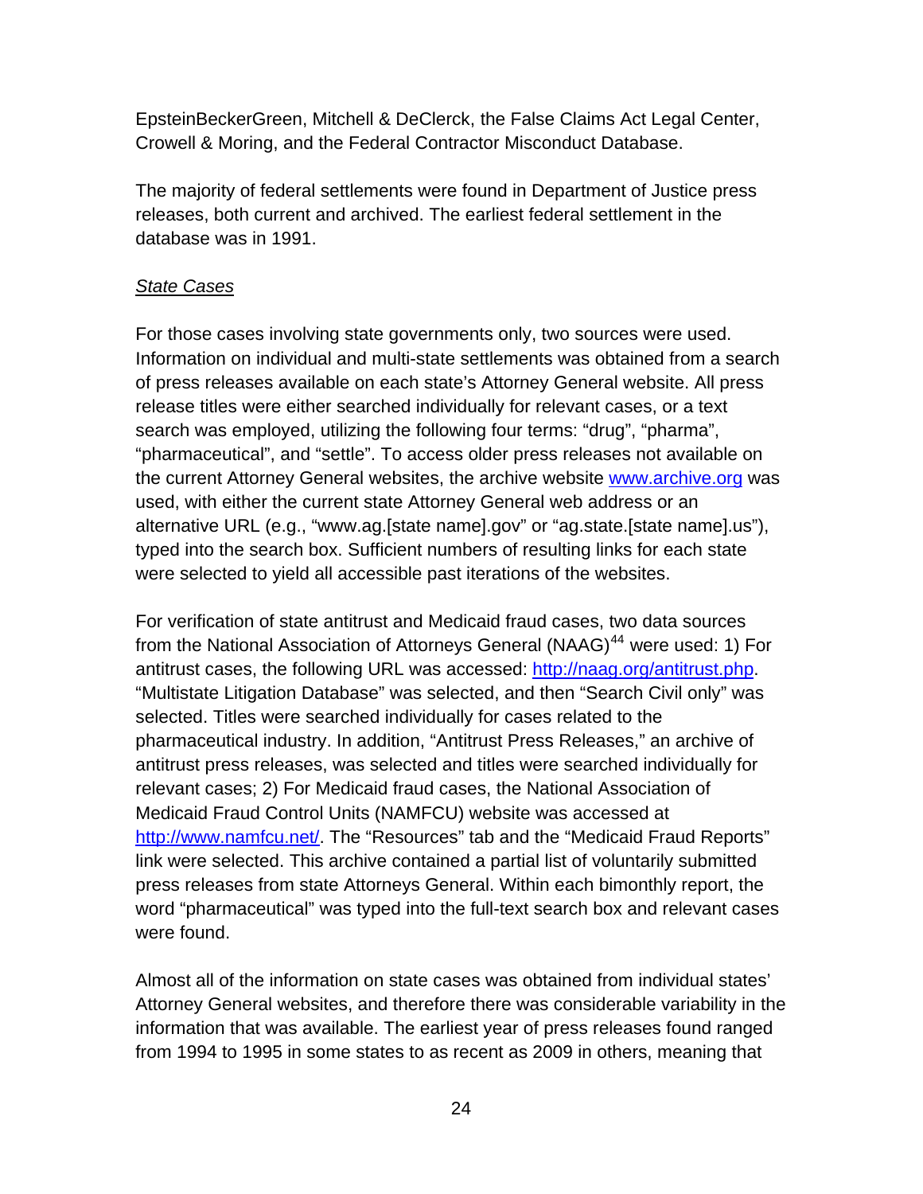EpsteinBeckerGreen, Mitchell & DeClerck, the False Claims Act Legal Center, Crowell & Moring, and the Federal Contractor Misconduct Database.

The majority of federal settlements were found in Department of Justice press releases, both current and archived. The earliest federal settlement in the database was in 1991.

*State Cases*

For those cases involving state governments only, two sources were used. Information on individual and multi-state settlements was obtained from a search of press releases available on each state's Attorney General website. All press release titles were either searched individually for relevant cases, or a text search was employed, utilizing the following four terms: "drug", "pharma", "pharmaceutical", and "settle". To access older press releases not available on the current Attorney General websites, the archive website [www.archive.org](http://www.archive.org) was used, with either the current state Attorney General web address or an alternative URL (e.g., "www.ag.[state name].gov" or "ag.state.[state name].us"), typed into the search box. Sufficient numbers of resulting links for each state were selected to yield all accessible past iterations of the websites.

For verification of state antitrust and Medicaid fraud cases, two data sources from the National Association of Attorneys General (NAAG)[44] were used: 1) For antitrust cases, the following URL was accessed: [http://naag.org/antitrust.php](http://naag.org/antitrust.php). "Multistate Litigation Database" was selected, and then "Search Civil only" was selected. Titles were searched individually for cases related to the pharmaceutical industry. In addition, "Antitrust Press Releases," an archive of antitrust press releases, was selected and titles were searched individually for relevant cases; 2) For Medicaid fraud cases, the National Association of Medicaid Fraud Control Units (NAMFCU) website was accessed at [http://www.namfcu.net/](http://www.namfcu.net/). The "Resources" tab and the "Medicaid Fraud Reports" link were selected. This archive contained a partial list of voluntarily submitted press releases from state Attorneys General. Within each bimonthly report, the word "pharmaceutical" was typed into the full-text search box and relevant cases were found.

Almost all of the information on state cases was obtained from individual states' Attorney General websites, and therefore there was considerable variability in the information that was available. The earliest year of press releases found ranged from 1994 to 1995 in some states to as recent as 2009 in others, meaning that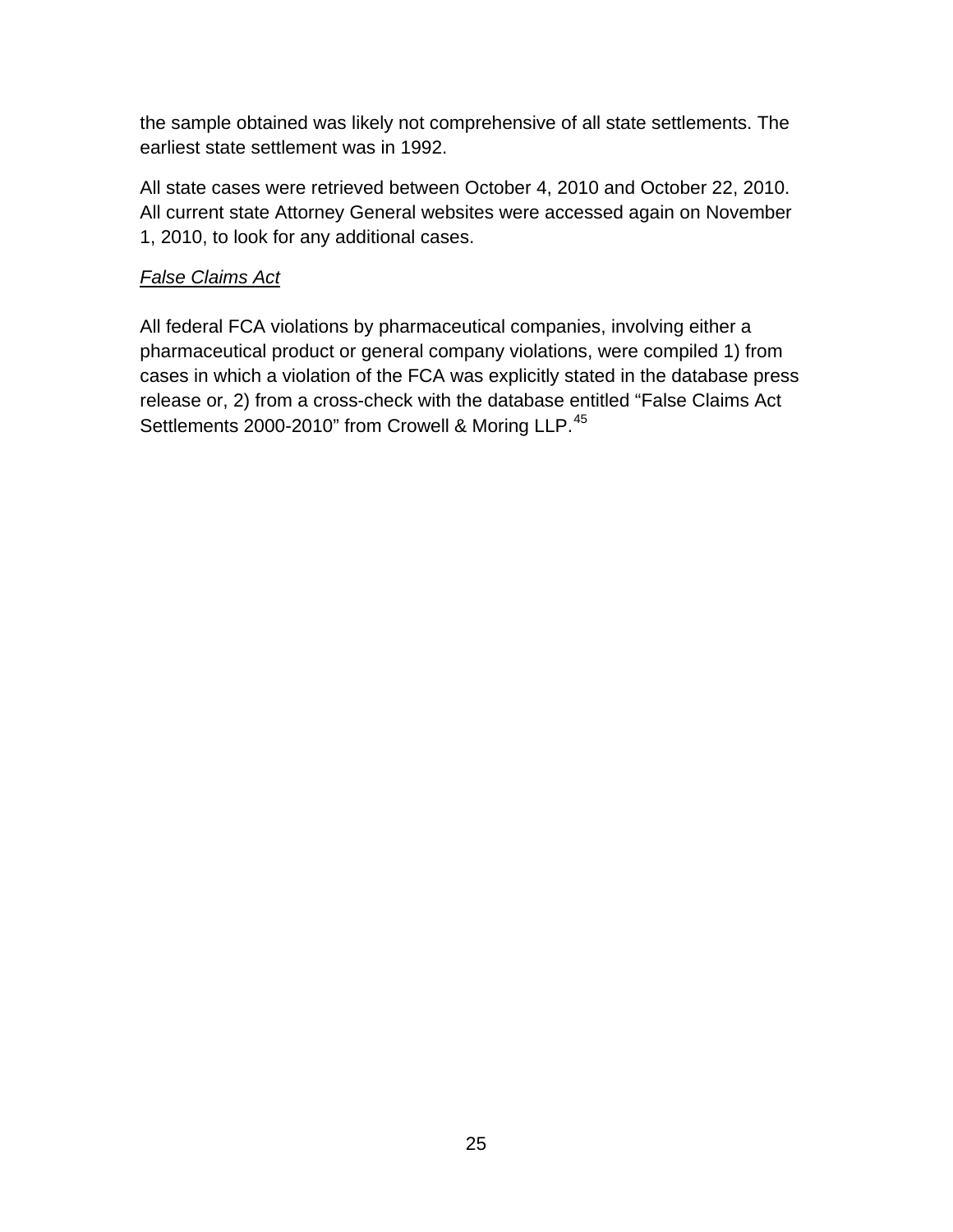the sample obtained was likely not comprehensive of all state settlements. The earliest state settlement was in 1992.

All state cases were retrieved between October 4, 2010 and October 22, 2010. All current state Attorney General websites were accessed again on November 1, 2010, to look for any additional cases.

*False Claims Act*

All federal FCA violations by pharmaceutical companies, involving either a pharmaceutical product or general company violations, were compiled 1) from cases in which a violation of the FCA was explicitly stated in the database press release or, 2) from a cross-check with the database entitled "False Claims Act Settlements 2000-2010" from Crowell & Moring LLP.[45]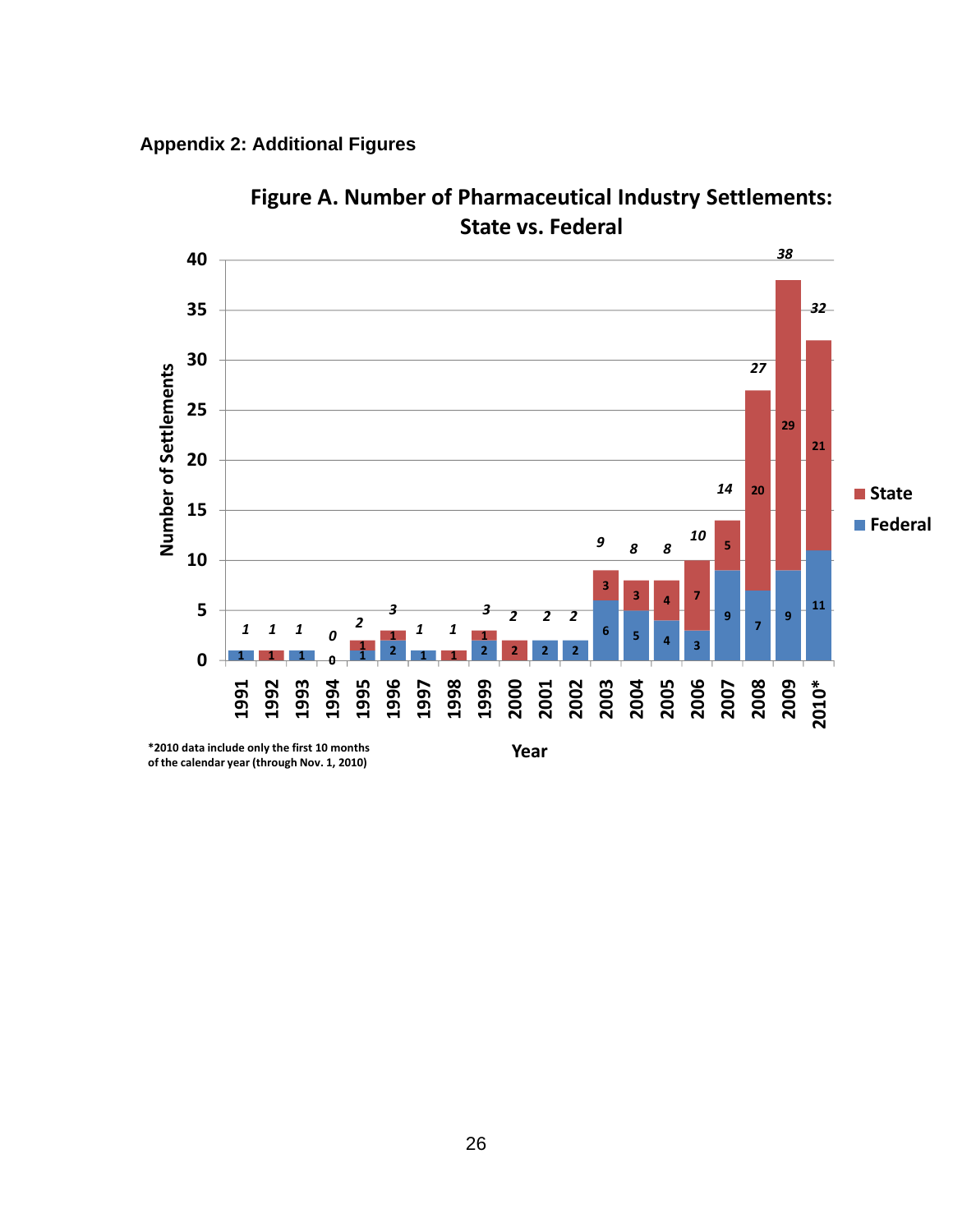## Appendix 2: Additional Figures

**Figure A. Number of Pharmaceutical Industry Settlements: State vs. Federal**

| Year | Federal | State | Total |
|---|---|---|---|
| 1991 | 1 | | 1 |
| 1992 | | 1 | 1 |
| 1993 | 1 | | 1 |
| 1994 | 0 | | 0 |
| 1995 | 1 | 1 | 2 |
| 1996 | 2 | 1 | 3 |
| 1997 | 1 | | 1 |
| 1998 | | 1 | 1 |
| 1999 | 2 | 1 | 3 |
| 2000 | | 2 | 2 |
| 2001 | 2 | | 2 |
| 2002 | 2 | | 2 |
| 2003 | 6 | 3 | 9 |
| 2004 | 5 | 3 | 8 |
| 2005 | 4 | 4 | 8 |
| 2006 | 3 | 7 | 10 |
| 2007 | 9 | 5 | 14 |
| 2008 | 7 | 20 | 27 |
| 2009 | 9 | 29 | 38 |
| 2010* | 11 | 21 | 32 |

Y-axis: Number of Settlements; X-axis: Year

*2010 data include only the first 10 months of the calendar year (through Nov. 1, 2010)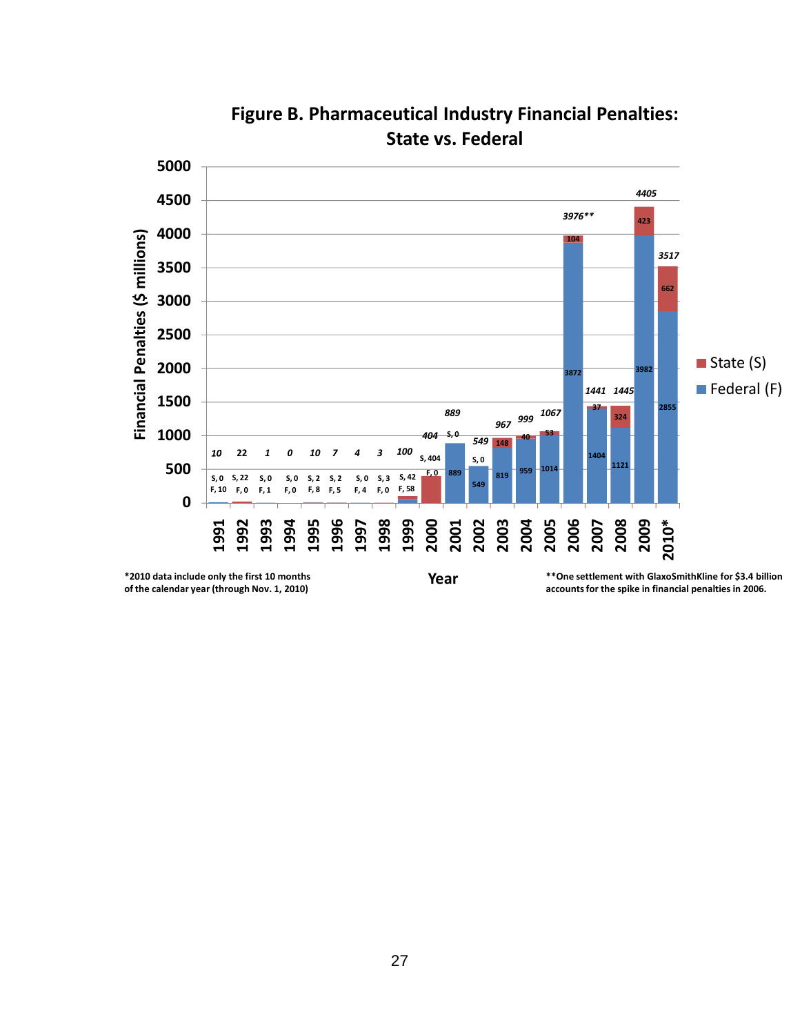**Figure B. Pharmaceutical Industry Financial Penalties: State vs. Federal**

| Year | State (S) | Federal (F) | Total |
|---|---|---|---|
| 1991 | 0 | 10 | 10 |
| 1992 | 22 | 0 | 22 |
| 1993 | 0 | 1 | 1 |
| 1994 | 0 | 0 | 0 |
| 1995 | 2 | 8 | 10 |
| 1996 | 2 | 5 | 7 |
| 1997 | 0 | 4 | 4 |
| 1998 | 3 | 0 | 3 |
| 1999 | 42 | 58 | 100 |
| 2000 | 404 | 0 | 404 |
| 2001 | 0 | 889 | 889 |
| 2002 | 0 | 549 | 549 |
| 2003 | 148 | 819 | 967 |
| 2004 | 40 | 959 | 999 |
| 2005 | 53 | 1014 | 1067 |
| 2006 | 104 | 3872 | 3976** |
| 2007 | 37 | 1404 | 1441 |
| 2008 | 324 | 1121 | 1445 |
| 2009 | 423 | 3982 | 4405 |
| 2010* | 662 | 2855 | 3517 |

Financial Penalties ($ millions) by Year

*2010 data include only the first 10 months of the calendar year (through Nov. 1, 2010)

**One settlement with GlaxoSmithKline for $3.4 billion accounts for the spike in financial penalties in 2006.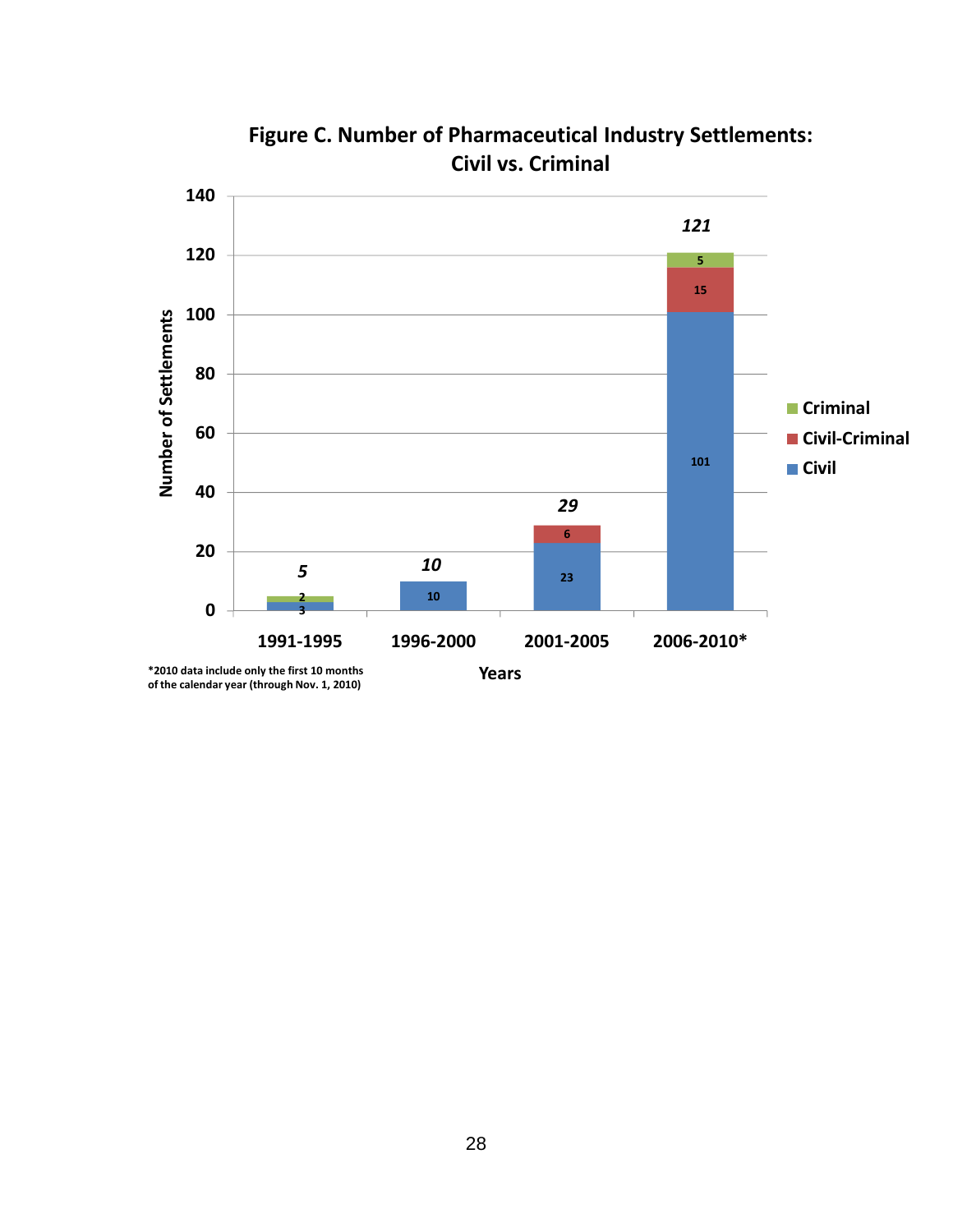## Figure C. Number of Pharmaceutical Industry Settlements: Civil vs. Criminal

| Years | Civil | Civil-Criminal | Criminal | Total |
|---|---|---|---|---|
| 1991-1995 | 3 | | 2 | 5 |
| 1996-2000 | 10 | | | 10 |
| 2001-2005 | 23 | 6 | | 29 |
| 2006-2010* | 101 | 15 | 5 | 121 |

*2010 data include only the first 10 months of the calendar year (through Nov. 1, 2010)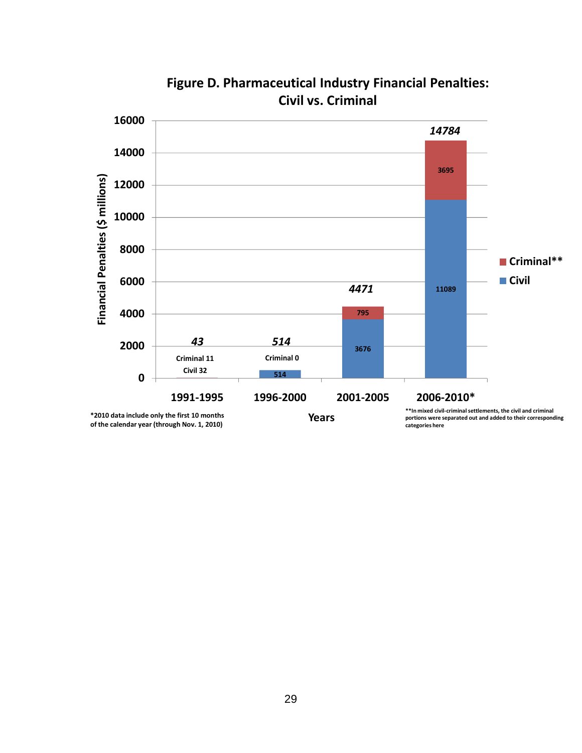**Figure D. Pharmaceutical Industry Financial Penalties: Civil vs. Criminal**

| Years | Civil | Criminal** | Total |
|---|---|---|---|
| 1991-1995 | 32 | 11 | 43 |
| 1996-2000 | 514 | 0 | 514 |
| 2001-2005 | 3676 | 795 | 4471 |
| 2006-2010* | 11089 | 3695 | 14784 |

Financial Penalties ($ millions)

*2010 data include only the first 10 months of the calendar year (through Nov. 1, 2010)

**In mixed civil-criminal settlements, the civil and criminal portions were separated out and added to their corresponding categories here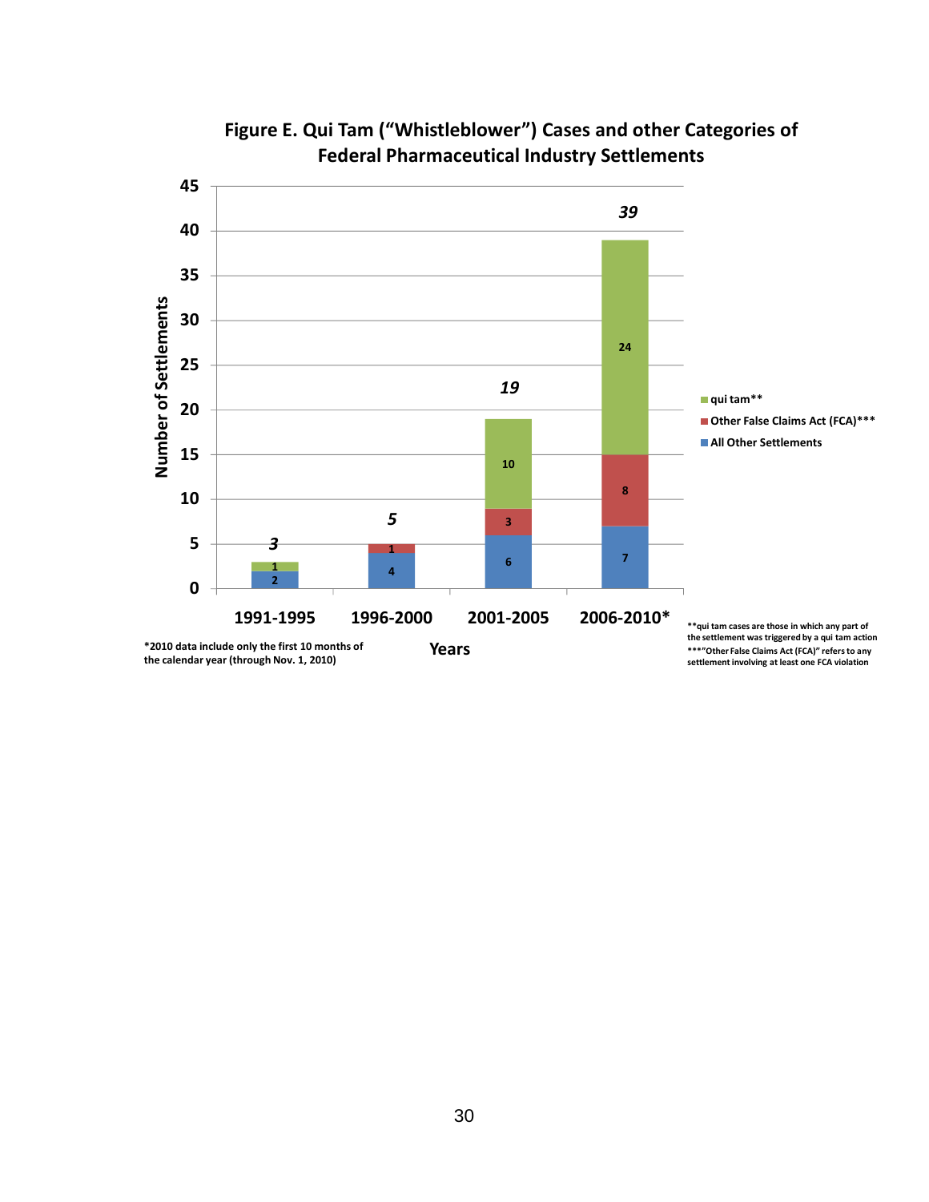**Figure E. Qui Tam ("Whistleblower") Cases and other Categories of Federal Pharmaceutical Industry Settlements**

| Years | All Other Settlements | Other False Claims Act (FCA)*** | qui tam** | Total |
|---|---|---|---|---|
| 1991-1995 | 2 | | 1 | 3 |
| 1996-2000 | 4 | 1 | | 5 |
| 2001-2005 | 6 | 3 | 10 | 19 |
| 2006-2010* | 7 | 8 | 24 | 39 |

*2010 data include only the first 10 months of the calendar year (through Nov. 1, 2010)

**qui tam cases are those in which any part of the settlement was triggered by a qui tam action

***"Other False Claims Act (FCA)" refers to any settlement involving at least one FCA violation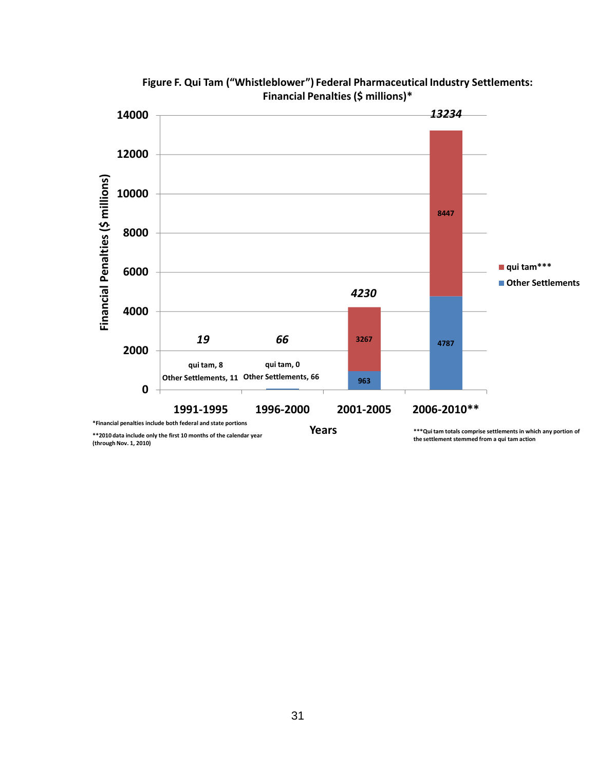**Figure F. Qui Tam ("Whistleblower") Federal Pharmaceutical Industry Settlements: Financial Penalties ($ millions)***

| Years | qui tam*** | Other Settlements | Total |
|---|---|---|---|
| 1991-1995 | 8 | 11 | 19 |
| 1996-2000 | 0 | 66 | 66 |
| 2001-2005 | 3267 | 963 | 4230 |
| 2006-2010** | 8447 | 4787 | 13234 |

*Financial penalties include both federal and state portions

**2010 data include only the first 10 months of the calendar year (through Nov. 1, 2010)

***Qui tam totals comprise settlements in which any portion of the settlement stemmed from a qui tam action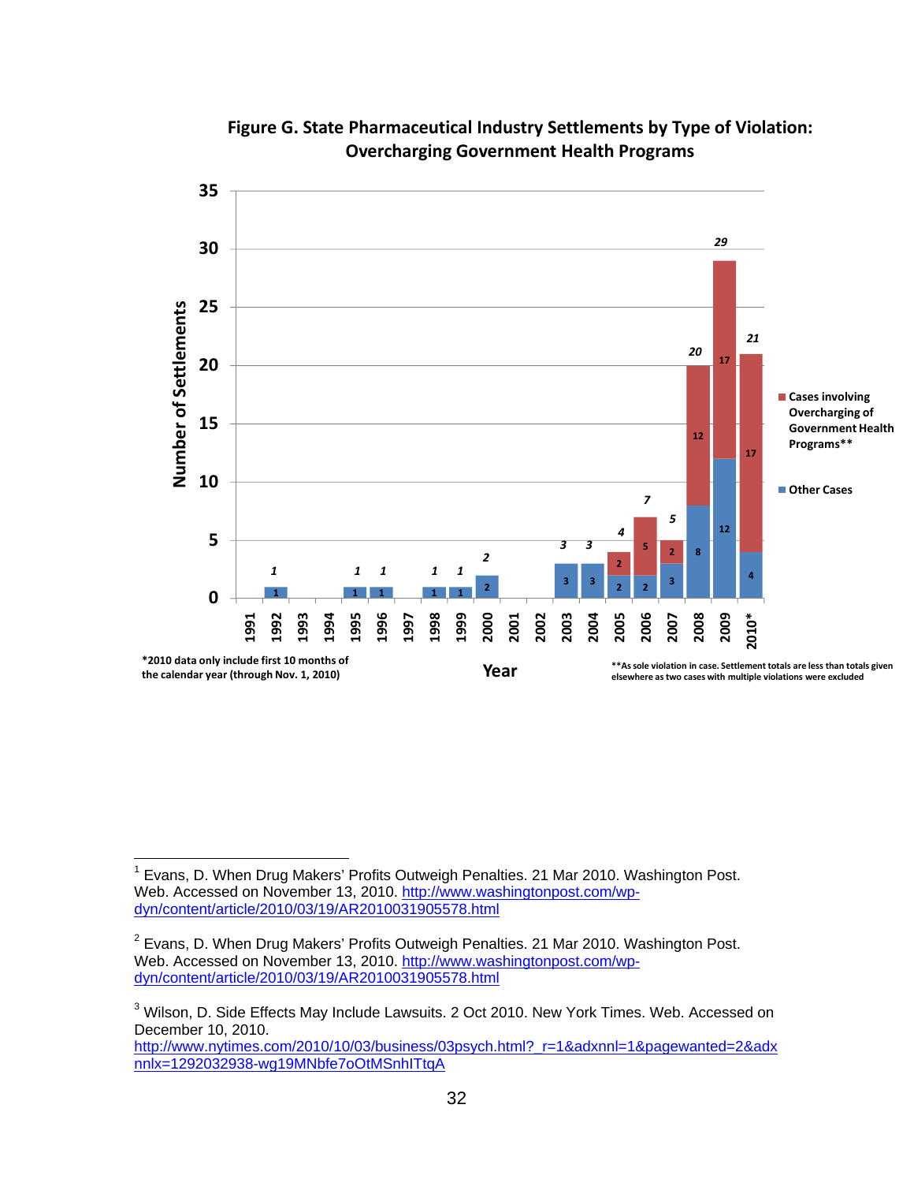**Figure G. State Pharmaceutical Industry Settlements by Type of Violation: Overcharging Government Health Programs**

| Year | Other Cases | Cases involving Overcharging of Government Health Programs** | Total |
|---|---|---|---|
| 1991 | | | |
| 1992 | 1 | | 1 |
| 1993 | | | |
| 1994 | | | |
| 1995 | 1 | | 1 |
| 1996 | 1 | | 1 |
| 1997 | | | |
| 1998 | 1 | | 1 |
| 1999 | 1 | | 1 |
| 2000 | 2 | | 2 |
| 2001 | | | |
| 2002 | | | |
| 2003 | 3 | | 3 |
| 2004 | 3 | | 3 |
| 2005 | 2 | 2 | 4 |
| 2006 | 2 | 5 | 7 |
| 2007 | 3 | 2 | 5 |
| 2008 | 8 | 12 | 20 |
| 2009 | 12 | 17 | 29 |
| 2010* | 4 | 17 | 21 |

*2010 data only include first 10 months of the calendar year (through Nov. 1, 2010)

**As sole violation in case. Settlement totals are less than totals given elsewhere as two cases with multiple violations were excluded

---

[1] Evans, D. When Drug Makers' Profits Outweigh Penalties. 21 Mar 2010. Washington Post. Web. Accessed on November 13, 2010. http://www.washingtonpost.com/wp-dyn/content/article/2010/03/19/AR2010031905578.html

[2] Evans, D. When Drug Makers' Profits Outweigh Penalties. 21 Mar 2010. Washington Post. Web. Accessed on November 13, 2010. http://www.washingtonpost.com/wp-dyn/content/article/2010/03/19/AR2010031905578.html

[3] Wilson, D. Side Effects May Include Lawsuits. 2 Oct 2010. New York Times. Web. Accessed on December 10, 2010. http://www.nytimes.com/2010/10/03/business/03psych.html?_r=1&adxnnl=1&pagewanted=2&adxnnlx=1292032938-wg19MNbfe7oOtMSnhITtqA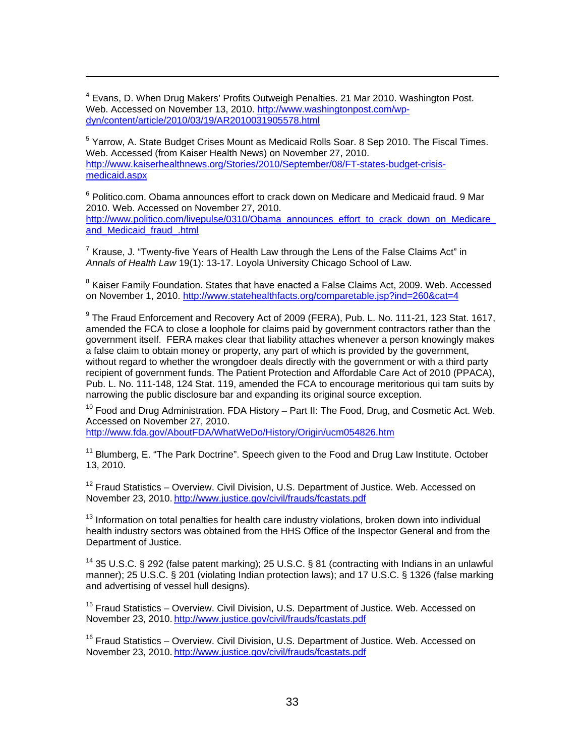[4] Evans, D. When Drug Makers' Profits Outweigh Penalties. 21 Mar 2010. Washington Post. Web. Accessed on November 13, 2010. http://www.washingtonpost.com/wp-dyn/content/article/2010/03/19/AR2010031905578.html

[5] Yarrow, A. State Budget Crises Mount as Medicaid Rolls Soar. 8 Sep 2010. The Fiscal Times. Web. Accessed (from Kaiser Health News) on November 27, 2010. http://www.kaiserhealthnews.org/Stories/2010/September/08/FT-states-budget-crisis-medicaid.aspx

[6] Politico.com. Obama announces effort to crack down on Medicare and Medicaid fraud. 9 Mar 2010. Web. Accessed on November 27, 2010. http://www.politico.com/livepulse/0310/Obama_announces_effort_to_crack_down_on_Medicare_and_Medicaid_fraud_.html

[7] Krause, J. "Twenty-five Years of Health Law through the Lens of the False Claims Act" in *Annals of Health Law* 19(1): 13-17. Loyola University Chicago School of Law.

[8] Kaiser Family Foundation. States that have enacted a False Claims Act, 2009. Web. Accessed on November 1, 2010. http://www.statehealthfacts.org/comparetable.jsp?ind=260&cat=4

[9] The Fraud Enforcement and Recovery Act of 2009 (FERA), Pub. L. No. 111-21, 123 Stat. 1617, amended the FCA to close a loophole for claims paid by government contractors rather than the government itself. FERA makes clear that liability attaches whenever a person knowingly makes a false claim to obtain money or property, any part of which is provided by the government, without regard to whether the wrongdoer deals directly with the government or with a third party recipient of government funds. The Patient Protection and Affordable Care Act of 2010 (PPACA), Pub. L. No. 111-148, 124 Stat. 119, amended the FCA to encourage meritorious qui tam suits by narrowing the public disclosure bar and expanding its original source exception.

[10] Food and Drug Administration. FDA History – Part II: The Food, Drug, and Cosmetic Act. Web. Accessed on November 27, 2010. http://www.fda.gov/AboutFDA/WhatWeDo/History/Origin/ucm054826.htm

[11] Blumberg, E. "The Park Doctrine". Speech given to the Food and Drug Law Institute. October 13, 2010.

[12] Fraud Statistics – Overview. Civil Division, U.S. Department of Justice. Web. Accessed on November 23, 2010. http://www.justice.gov/civil/frauds/fcastats.pdf

[13] Information on total penalties for health care industry violations, broken down into individual health industry sectors was obtained from the HHS Office of the Inspector General and from the Department of Justice.

[14] 35 U.S.C. § 292 (false patent marking); 25 U.S.C. § 81 (contracting with Indians in an unlawful manner); 25 U.S.C. § 201 (violating Indian protection laws); and 17 U.S.C. § 1326 (false marking and advertising of vessel hull designs).

[15] Fraud Statistics – Overview. Civil Division, U.S. Department of Justice. Web. Accessed on November 23, 2010. http://www.justice.gov/civil/frauds/fcastats.pdf

[16] Fraud Statistics – Overview. Civil Division, U.S. Department of Justice. Web. Accessed on November 23, 2010. http://www.justice.gov/civil/frauds/fcastats.pdf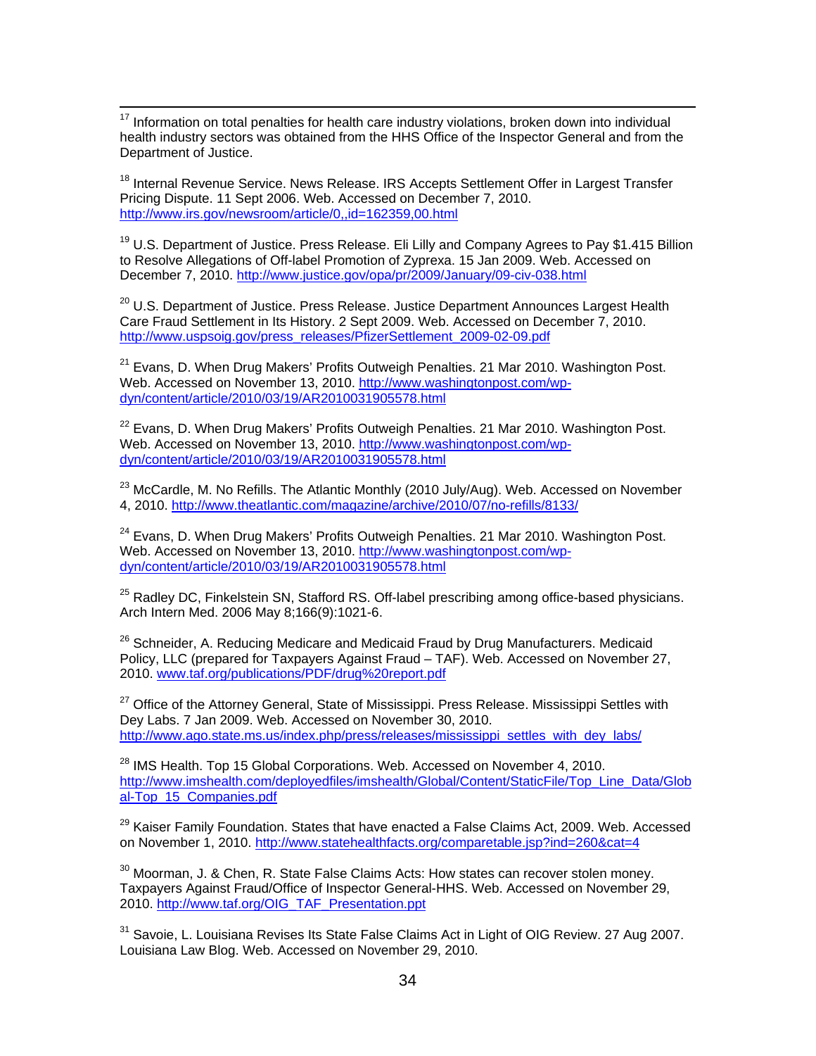[17] Information on total penalties for health care industry violations, broken down into individual health industry sectors was obtained from the HHS Office of the Inspector General and from the Department of Justice.

[18] Internal Revenue Service. News Release. IRS Accepts Settlement Offer in Largest Transfer Pricing Dispute. 11 Sept 2006. Web. Accessed on December 7, 2010. http://www.irs.gov/newsroom/article/0,,id=162359,00.html

[19] U.S. Department of Justice. Press Release. Eli Lilly and Company Agrees to Pay $1.415 Billion to Resolve Allegations of Off-label Promotion of Zyprexa. 15 Jan 2009. Web. Accessed on December 7, 2010. http://www.justice.gov/opa/pr/2009/January/09-civ-038.html

[20] U.S. Department of Justice. Press Release. Justice Department Announces Largest Health Care Fraud Settlement in Its History. 2 Sept 2009. Web. Accessed on December 7, 2010. http://www.uspsoig.gov/press_releases/PfizerSettlement_2009-02-09.pdf

[21] Evans, D. When Drug Makers' Profits Outweigh Penalties. 21 Mar 2010. Washington Post. Web. Accessed on November 13, 2010. http://www.washingtonpost.com/wp-dyn/content/article/2010/03/19/AR2010031905578.html

[22] Evans, D. When Drug Makers' Profits Outweigh Penalties. 21 Mar 2010. Washington Post. Web. Accessed on November 13, 2010. http://www.washingtonpost.com/wp-dyn/content/article/2010/03/19/AR2010031905578.html

[23] McCardle, M. No Refills. The Atlantic Monthly (2010 July/Aug). Web. Accessed on November 4, 2010. http://www.theatlantic.com/magazine/archive/2010/07/no-refills/8133/

[24] Evans, D. When Drug Makers' Profits Outweigh Penalties. 21 Mar 2010. Washington Post. Web. Accessed on November 13, 2010. http://www.washingtonpost.com/wp-dyn/content/article/2010/03/19/AR2010031905578.html

[25] Radley DC, Finkelstein SN, Stafford RS. Off-label prescribing among office-based physicians. Arch Intern Med. 2006 May 8;166(9):1021-6.

[26] Schneider, A. Reducing Medicare and Medicaid Fraud by Drug Manufacturers. Medicaid Policy, LLC (prepared for Taxpayers Against Fraud – TAF). Web. Accessed on November 27, 2010. www.taf.org/publications/PDF/drug%20report.pdf

[27] Office of the Attorney General, State of Mississippi. Press Release. Mississippi Settles with Dey Labs. 7 Jan 2009. Web. Accessed on November 30, 2010. http://www.ago.state.ms.us/index.php/press/releases/mississippi_settles_with_dey_labs/

[28] IMS Health. Top 15 Global Corporations. Web. Accessed on November 4, 2010. http://www.imshealth.com/deployedfiles/imshealth/Global/Content/StaticFile/Top_Line_Data/Global-Top_15_Companies.pdf

[29] Kaiser Family Foundation. States that have enacted a False Claims Act, 2009. Web. Accessed on November 1, 2010. http://www.statehealthfacts.org/comparetable.jsp?ind=260&cat=4

[30] Moorman, J. & Chen, R. State False Claims Acts: How states can recover stolen money. Taxpayers Against Fraud/Office of Inspector General-HHS. Web. Accessed on November 29, 2010. http://www.taf.org/OIG_TAF_Presentation.ppt

[31] Savoie, L. Louisiana Revises Its State False Claims Act in Light of OIG Review. 27 Aug 2007. Louisiana Law Blog. Web. Accessed on November 29, 2010.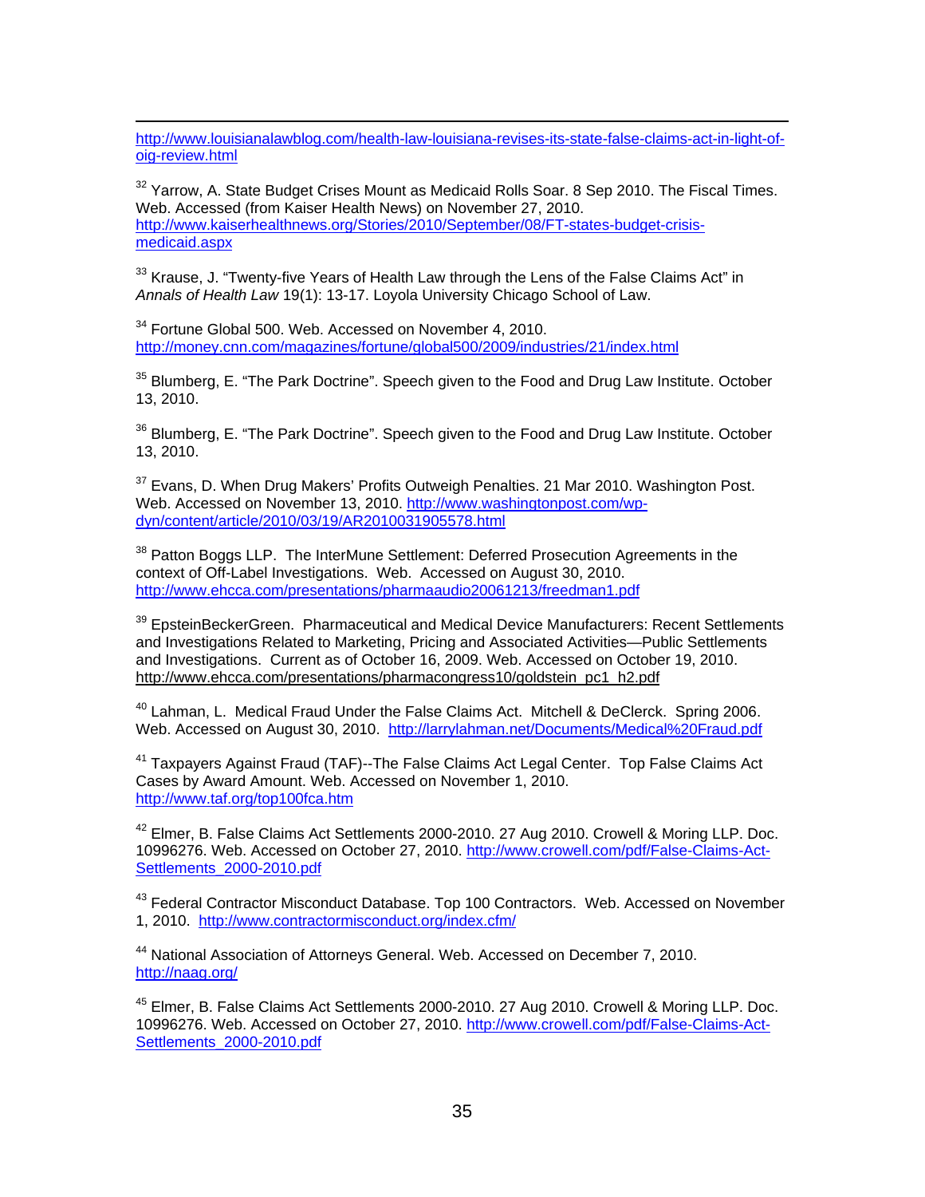http://www.louisianalawblog.com/health-law-louisiana-revises-its-state-false-claims-act-in-light-of-oig-review.html

[32] Yarrow, A. State Budget Crises Mount as Medicaid Rolls Soar. 8 Sep 2010. The Fiscal Times. Web. Accessed (from Kaiser Health News) on November 27, 2010. http://www.kaiserhealthnews.org/Stories/2010/September/08/FT-states-budget-crisis-medicaid.aspx

[33] Krause, J. "Twenty-five Years of Health Law through the Lens of the False Claims Act" in *Annals of Health Law* 19(1): 13-17. Loyola University Chicago School of Law.

[34] Fortune Global 500. Web. Accessed on November 4, 2010. http://money.cnn.com/magazines/fortune/global500/2009/industries/21/index.html

[35] Blumberg, E. "The Park Doctrine". Speech given to the Food and Drug Law Institute. October 13, 2010.

[36] Blumberg, E. "The Park Doctrine". Speech given to the Food and Drug Law Institute. October 13, 2010.

[37] Evans, D. When Drug Makers' Profits Outweigh Penalties. 21 Mar 2010. Washington Post. Web. Accessed on November 13, 2010. http://www.washingtonpost.com/wp-dyn/content/article/2010/03/19/AR2010031905578.html

[38] Patton Boggs LLP. The InterMune Settlement: Deferred Prosecution Agreements in the context of Off-Label Investigations. Web. Accessed on August 30, 2010. http://www.ehcca.com/presentations/pharmaaudio20061213/freedman1.pdf

[39] EpsteinBeckerGreen. Pharmaceutical and Medical Device Manufacturers: Recent Settlements and Investigations Related to Marketing, Pricing and Associated Activities—Public Settlements and Investigations. Current as of October 16, 2009. Web. Accessed on October 19, 2010. http://www.ehcca.com/presentations/pharmacongress10/goldstein_pc1_h2.pdf

[40] Lahman, L. Medical Fraud Under the False Claims Act. Mitchell & DeClerck. Spring 2006. Web. Accessed on August 30, 2010. http://larrylahman.net/Documents/Medical%20Fraud.pdf

[41] Taxpayers Against Fraud (TAF)--The False Claims Act Legal Center. Top False Claims Act Cases by Award Amount. Web. Accessed on November 1, 2010. http://www.taf.org/top100fca.htm

[42] Elmer, B. False Claims Act Settlements 2000-2010. 27 Aug 2010. Crowell & Moring LLP. Doc. 10996276. Web. Accessed on October 27, 2010. http://www.crowell.com/pdf/False-Claims-Act-Settlements_2000-2010.pdf

[43] Federal Contractor Misconduct Database. Top 100 Contractors. Web. Accessed on November 1, 2010. http://www.contractormisconduct.org/index.cfm/

[44] National Association of Attorneys General. Web. Accessed on December 7, 2010. http://naag.org/

[45] Elmer, B. False Claims Act Settlements 2000-2010. 27 Aug 2010. Crowell & Moring LLP. Doc. 10996276. Web. Accessed on October 27, 2010. http://www.crowell.com/pdf/False-Claims-Act-Settlements_2000-2010.pdf